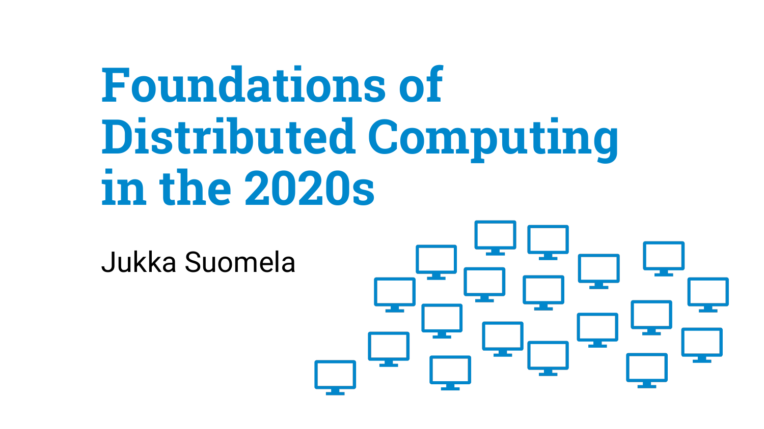# Foundations of Distributed Computing in the 2020s

Jukka Suomela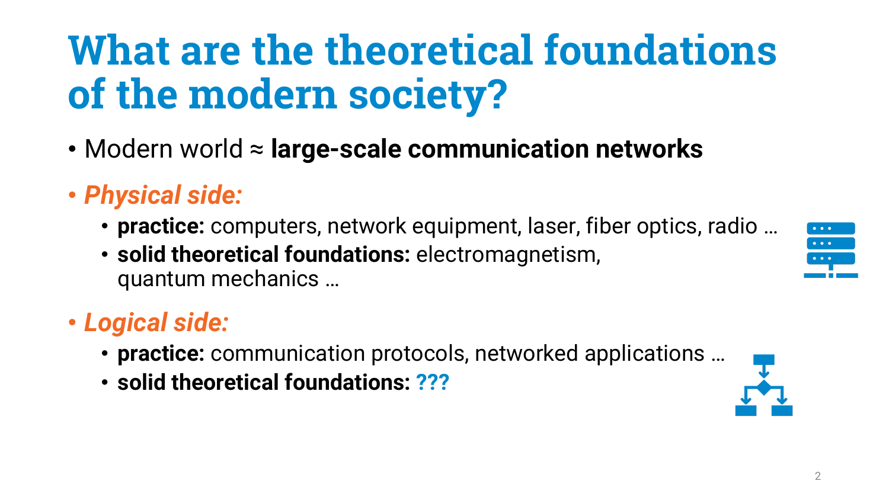# What are the theoretical foundations of the modern society?

- Modern world ≈ **large-scale communication networks**
- ***Physical side:***
  - **practice:** computers, network equipment, laser, fiber optics, radio …
  - **solid theoretical foundations:** electromagnetism, quantum mechanics …
- ***Logical side:***
  - **practice:** communication protocols, networked applications …
  - **solid theoretical foundations: ???**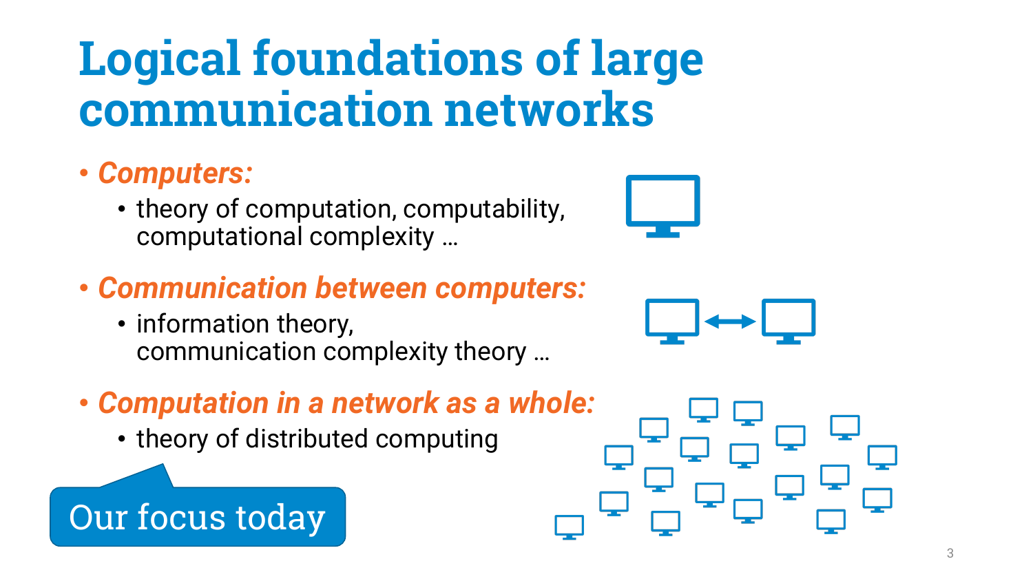# Logical foundations of large communication networks

- ***Computers:***
  - theory of computation, computability, computational complexity …
- ***Communication between computers:***
  - information theory, communication complexity theory …
- ***Computation in a network as a whole:***
  - theory of distributed computing

Our focus today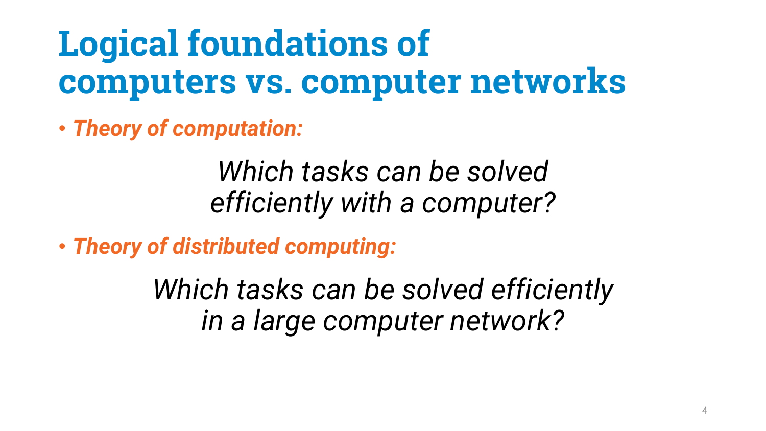# Logical foundations of computers vs. computer networks

- ***Theory of computation:***

  *Which tasks can be solved efficiently with a computer?*

- ***Theory of distributed computing:***

  *Which tasks can be solved efficiently in a large computer network?*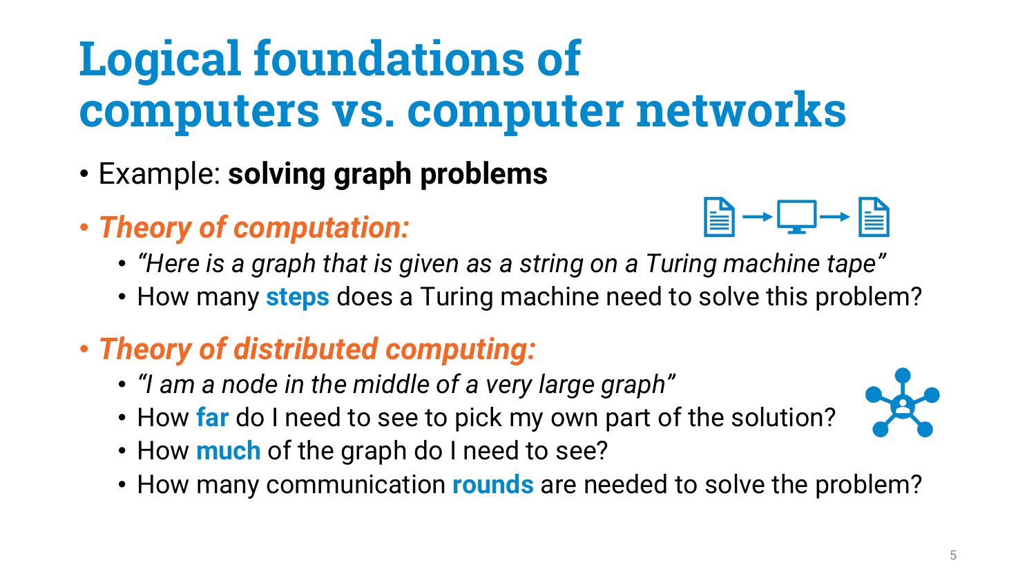# Logical foundations of computers vs. computer networks

- Example: **solving graph problems**
- ***Theory of computation:***
  - *"Here is a graph that is given as a string on a Turing machine tape"*
  - How many **steps** does a Turing machine need to solve this problem?
- ***Theory of distributed computing:***
  - *"I am a node in the middle of a very large graph"*
  - How **far** do I need to see to pick my own part of the solution?
  - How **much** of the graph do I need to see?
  - How many communication **rounds** are needed to solve the problem?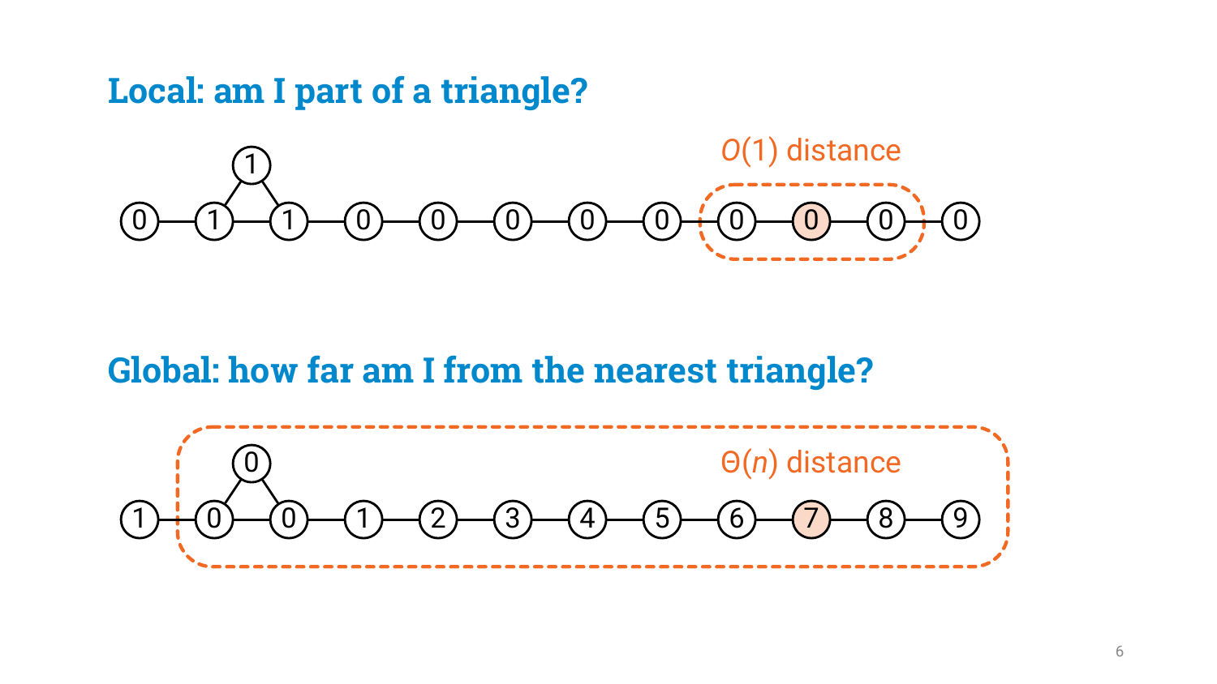## Local: am I part of a triangle?

$O(1)$ distance

## Global: how far am I from the nearest triangle?

$\Theta(n)$ distance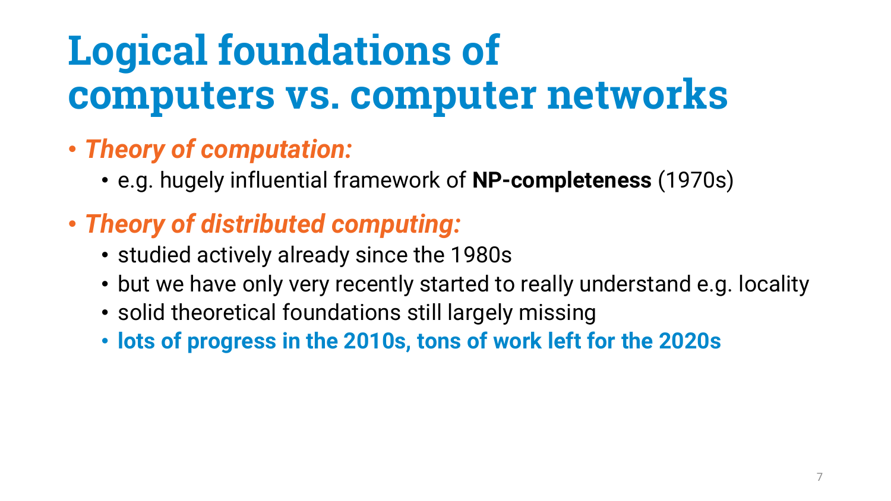# Logical foundations of computers vs. computer networks

- ***Theory of computation:***
  - e.g. hugely influential framework of **NP-completeness** (1970s)
- ***Theory of distributed computing:***
  - studied actively already since the 1980s
  - but we have only very recently started to really understand e.g. locality
  - solid theoretical foundations still largely missing
  - **lots of progress in the 2010s, tons of work left for the 2020s**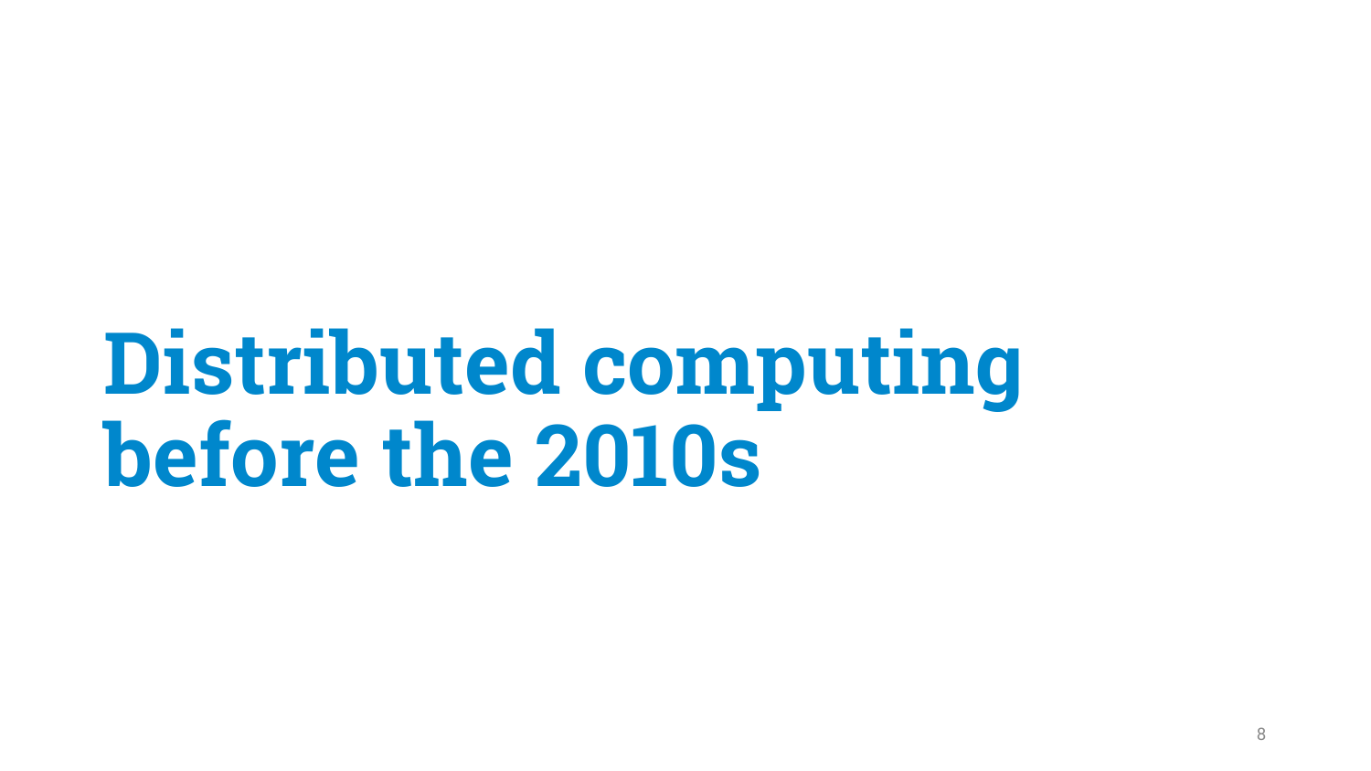# Distributed computing before the 2010s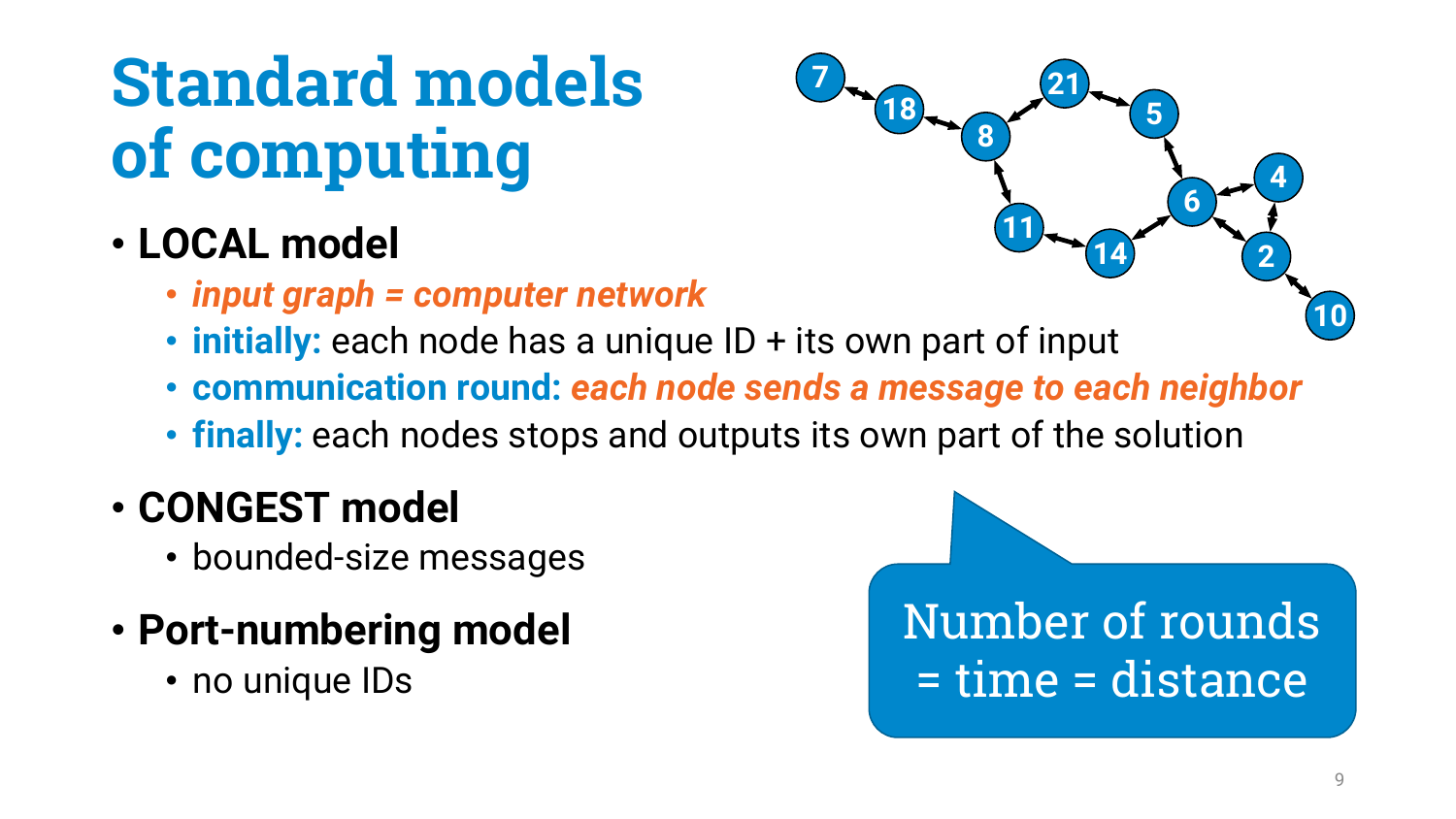# Standard models of computing

- **LOCAL model**
  - ***input graph = computer network***
  - **initially:** each node has a unique ID + its own part of input
  - **communication round:** ***each node sends a message to each neighbor***
  - **finally:** each nodes stops and outputs its own part of the solution
- **CONGEST model**
  - bounded-size messages
- **Port-numbering model**
  - no unique IDs

Number of rounds = time = distance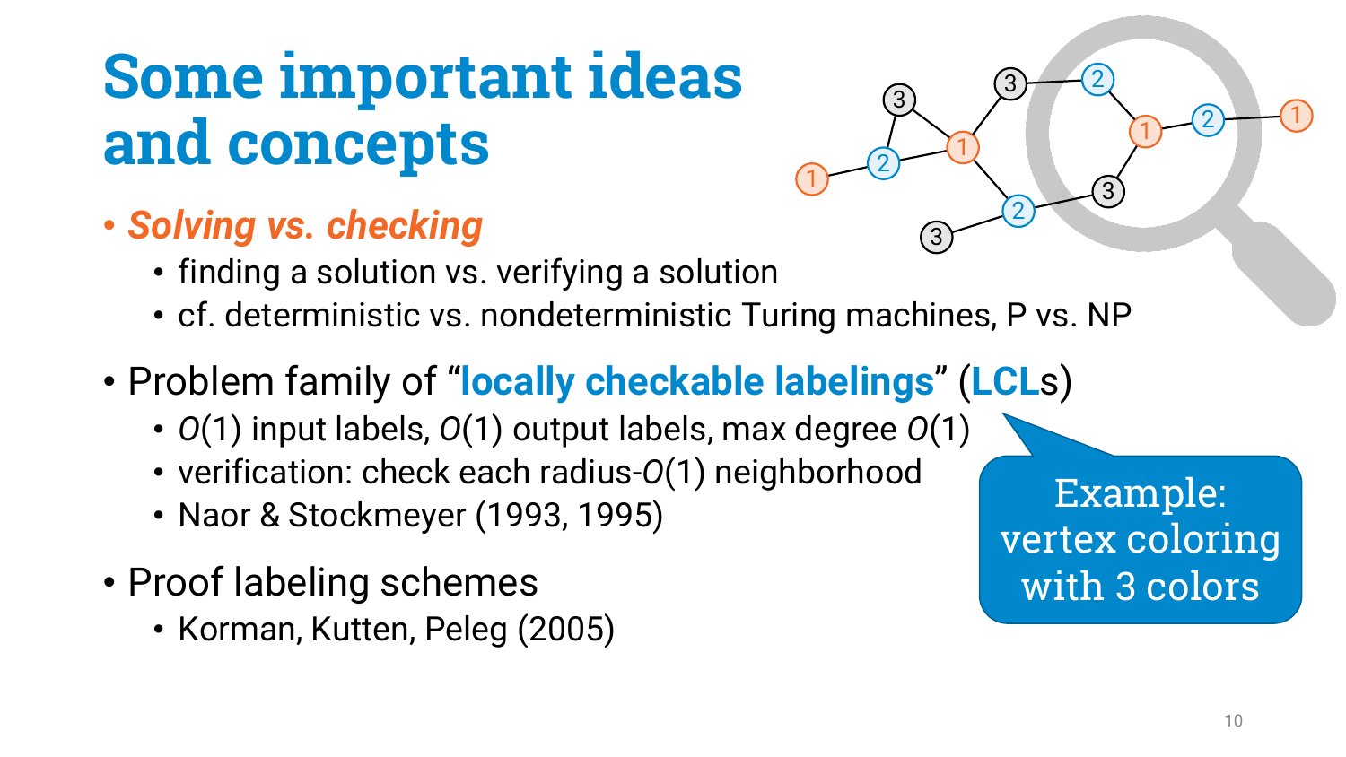# Some important ideas and concepts

- ***Solving vs. checking***
  - finding a solution vs. verifying a solution
  - cf. deterministic vs. nondeterministic Turing machines, P vs. NP
- Problem family of "**locally checkable labelings**" (**LCL**s)
  - $O(1)$ input labels, $O(1)$ output labels, max degree $O(1)$
  - verification: check each radius-$O(1)$ neighborhood
  - Naor & Stockmeyer (1993, 1995)
- Proof labeling schemes
  - Korman, Kutten, Peleg (2005)

Example: vertex coloring with 3 colors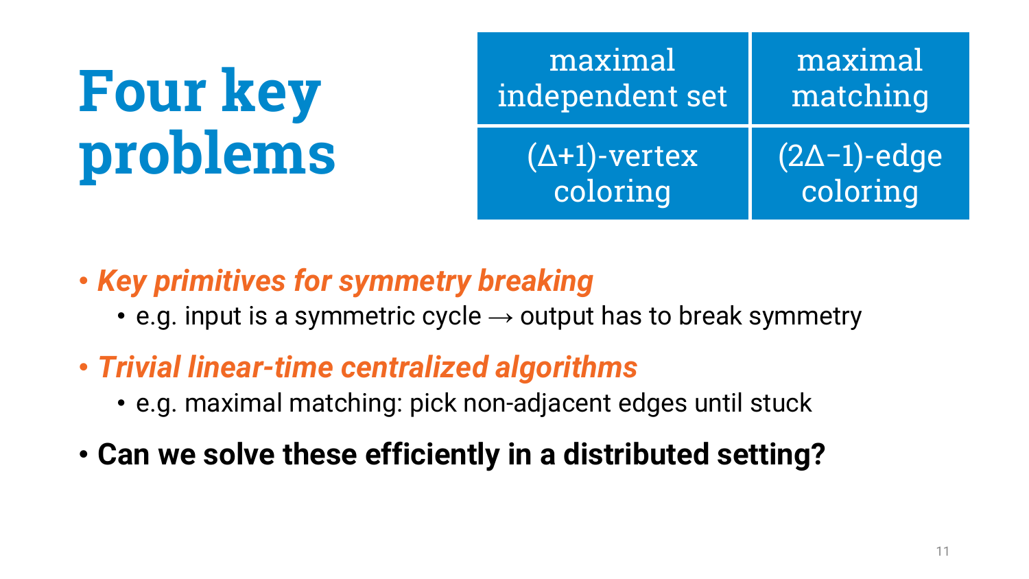# Four key problems

| maximal independent set | maximal matching |
|---|---|
| $(\Delta+1)$-vertex coloring | $(2\Delta-1)$-edge coloring |

- ***Key primitives for symmetry breaking***
  - e.g. input is a symmetric cycle → output has to break symmetry
- ***Trivial linear-time centralized algorithms***
  - e.g. maximal matching: pick non-adjacent edges until stuck
- **Can we solve these efficiently in a distributed setting?**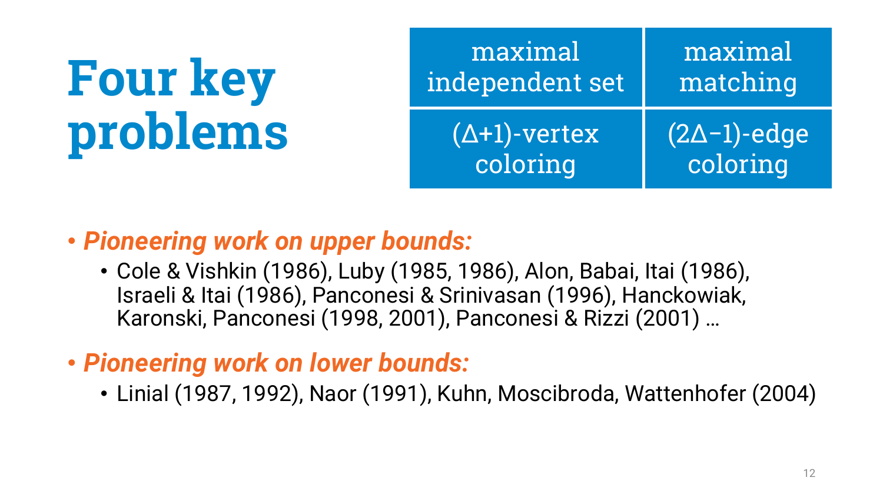# Four key problems

| maximal independent set | maximal matching |
| --- | --- |
| $(\Delta+1)$-vertex coloring | $(2\Delta-1)$-edge coloring |

- ***Pioneering work on upper bounds:***
  - Cole & Vishkin (1986), Luby (1985, 1986), Alon, Babai, Itai (1986), Israeli & Itai (1986), Panconesi & Srinivasan (1996), Hanckowiak, Karonski, Panconesi (1998, 2001), Panconesi & Rizzi (2001) …
- ***Pioneering work on lower bounds:***
  - Linial (1987, 1992), Naor (1991), Kuhn, Moscibroda, Wattenhofer (2004)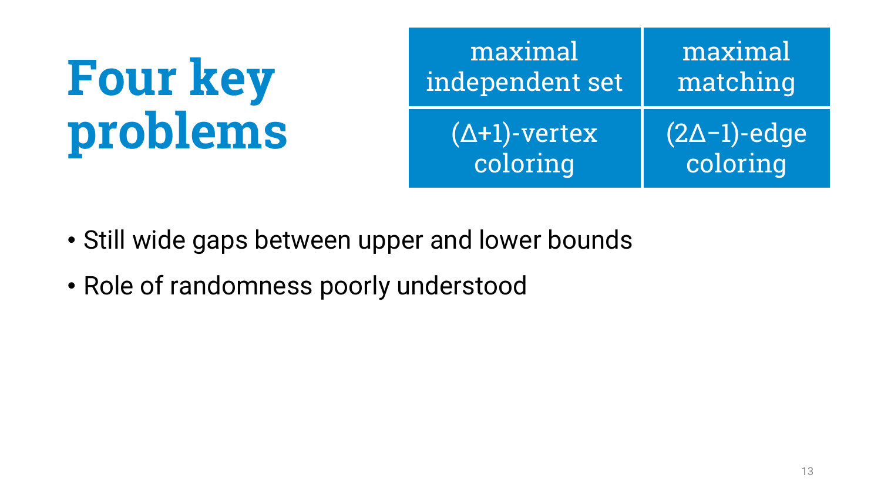# Four key problems

| maximal independent set | maximal matching |
|---|---|
| $(\Delta+1)$-vertex coloring | $(2\Delta-1)$-edge coloring |

- Still wide gaps between upper and lower bounds
- Role of randomness poorly understood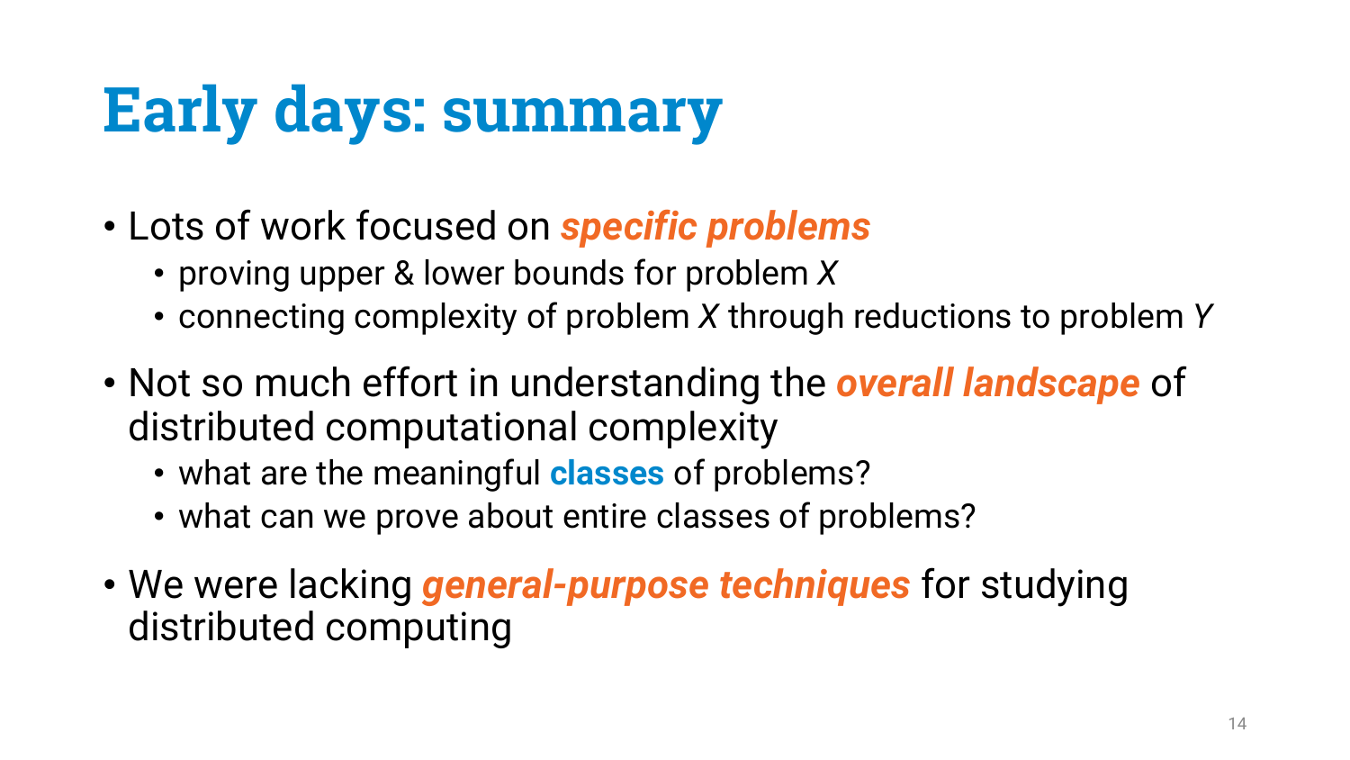# Early days: summary

- Lots of work focused on ***specific problems***
  - proving upper & lower bounds for problem *X*
  - connecting complexity of problem *X* through reductions to problem *Y*
- Not so much effort in understanding the ***overall landscape*** of distributed computational complexity
  - what are the meaningful **classes** of problems?
  - what can we prove about entire classes of problems?
- We were lacking ***general-purpose techniques*** for studying distributed computing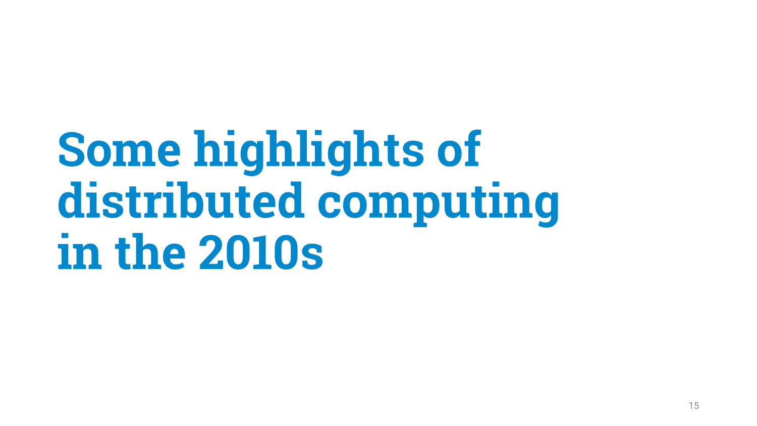# Some highlights of distributed computing in the 2010s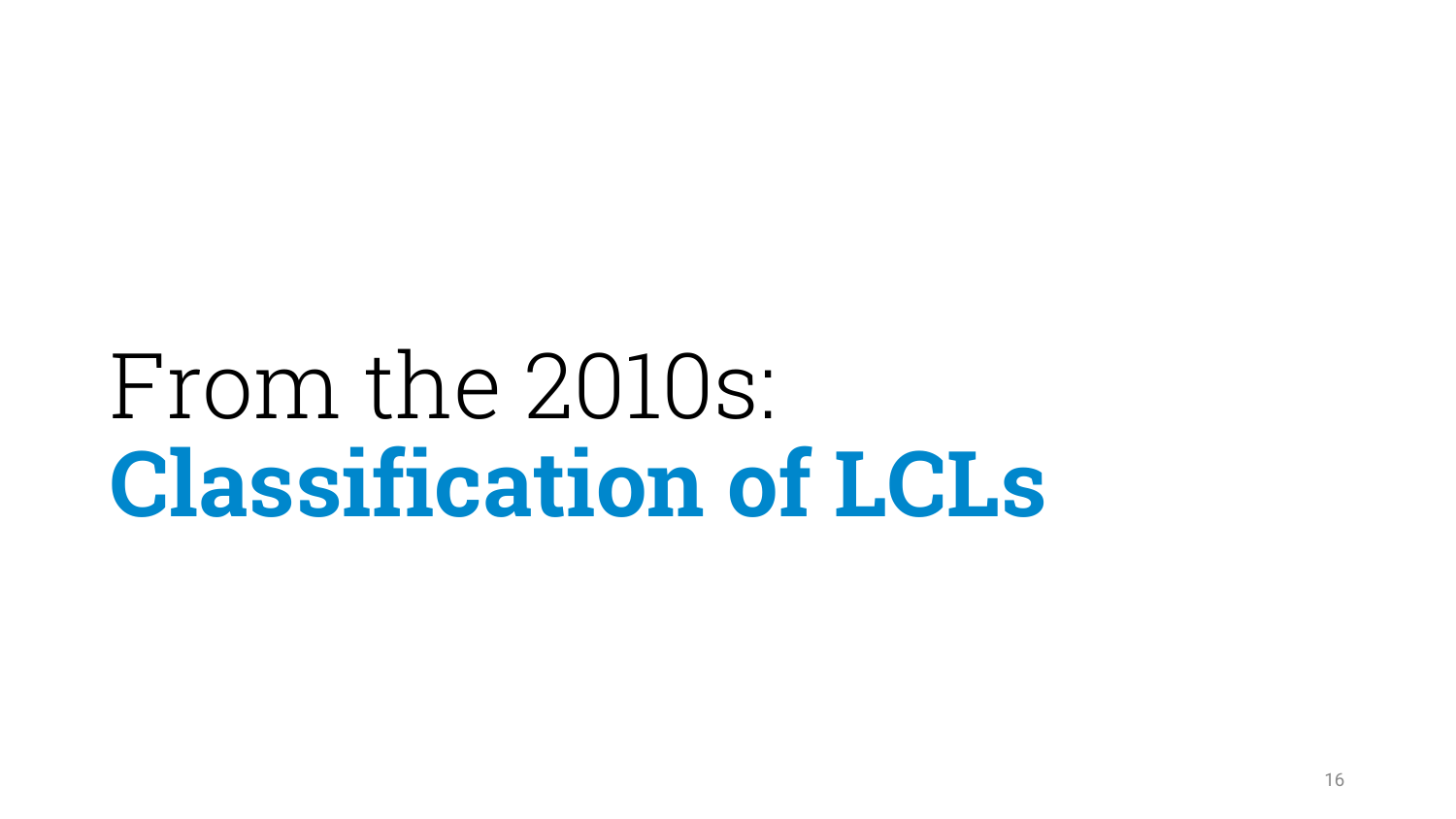# From the 2010s: **Classification of LCLs**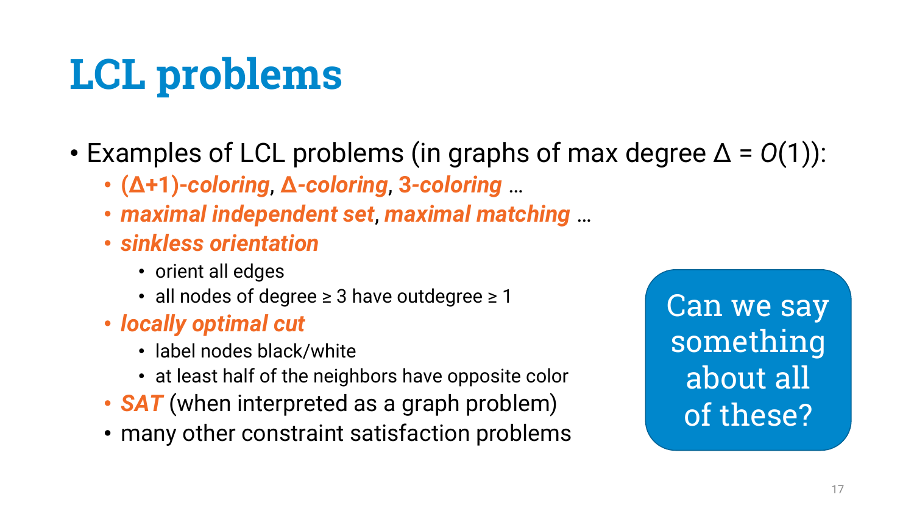# LCL problems

- Examples of LCL problems (in graphs of max degree $\Delta = O(1)$):
  - ***($\Delta$+1)-coloring***, ***$\Delta$-coloring***, ***3-coloring*** …
  - ***maximal independent set***, ***maximal matching*** …
  - ***sinkless orientation***
    - orient all edges
    - all nodes of degree ≥ 3 have outdegree ≥ 1
  - ***locally optimal cut***
    - label nodes black/white
    - at least half of the neighbors have opposite color
  - ***SAT*** (when interpreted as a graph problem)
  - many other constraint satisfaction problems

Can we say something about all of these?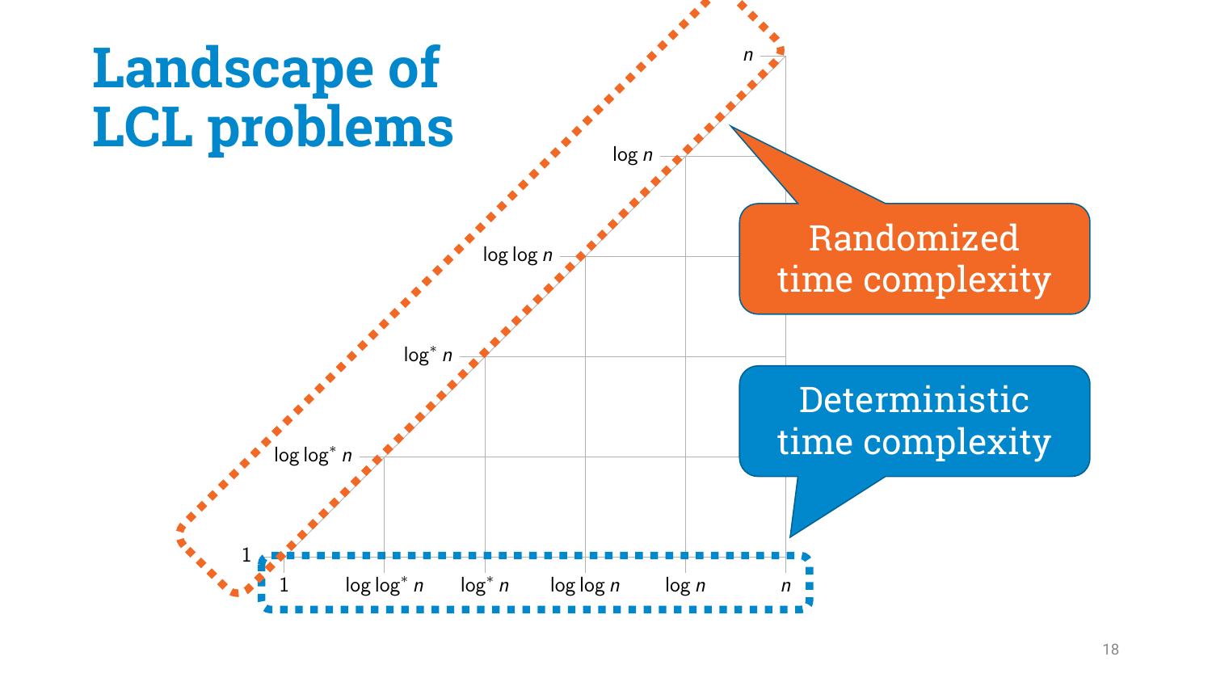# Landscape of LCL problems

Randomized time complexity

Deterministic time complexity

$n$

$\log n$

$\log \log n$

$\log^* n$

$\log \log^* n$

1

1 $\quad \log \log^* n \quad \log^* n \quad \log \log n \quad \log n \quad n$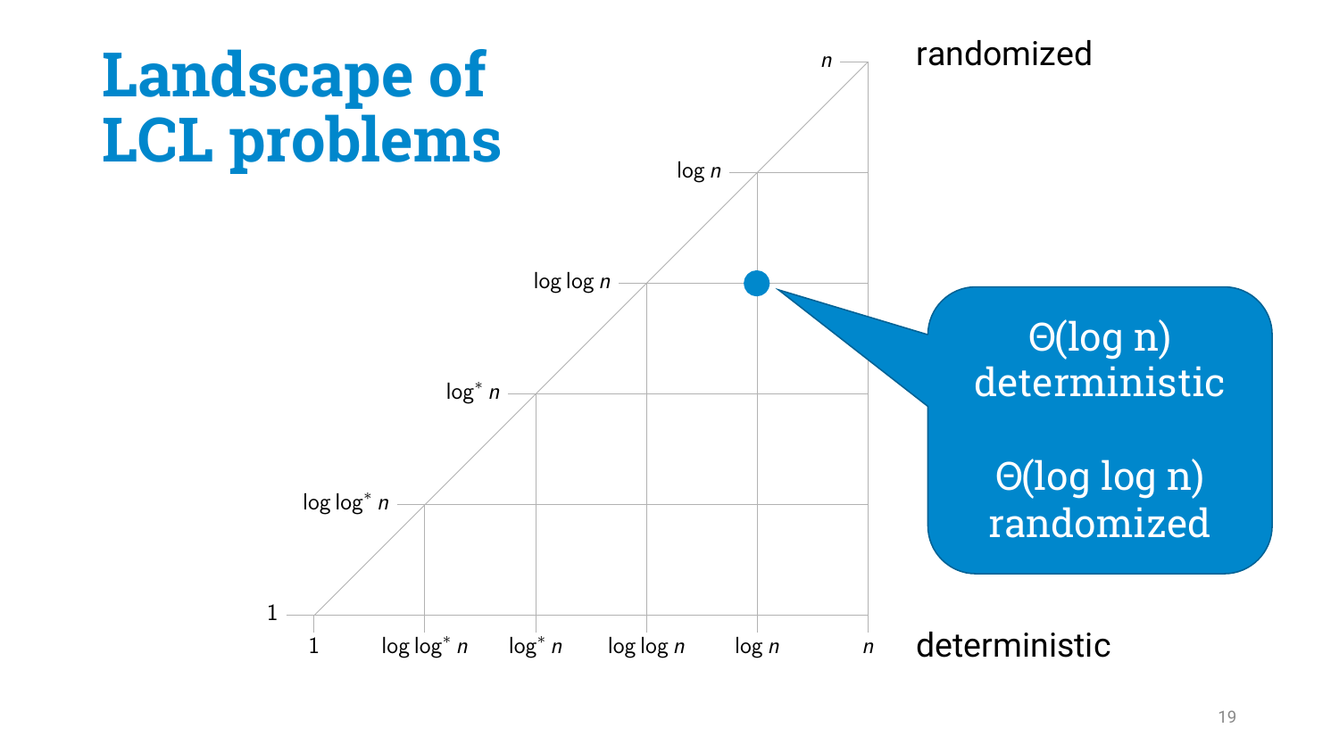# Landscape of LCL problems

randomized

$n$

$\log n$

$\log \log n$

$\log^* n$

$\log \log^* n$

1

1 | $\log \log^* n$ | $\log^* n$ | $\log \log n$ | $\log n$ | $n$

deterministic

$\Theta(\log n)$ deterministic

$\Theta(\log \log n)$ randomized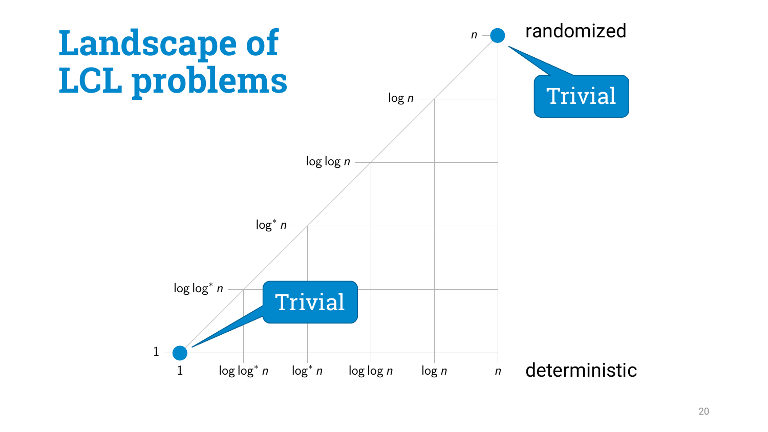# Landscape of LCL problems

randomized

deterministic

$n$

$\log n$

$\log \log n$

$\log^* n$

$\log \log^* n$

$1$

$1$ | $\log \log^* n$ | $\log^* n$ | $\log \log n$ | $\log n$ | $n$

Trivial

Trivial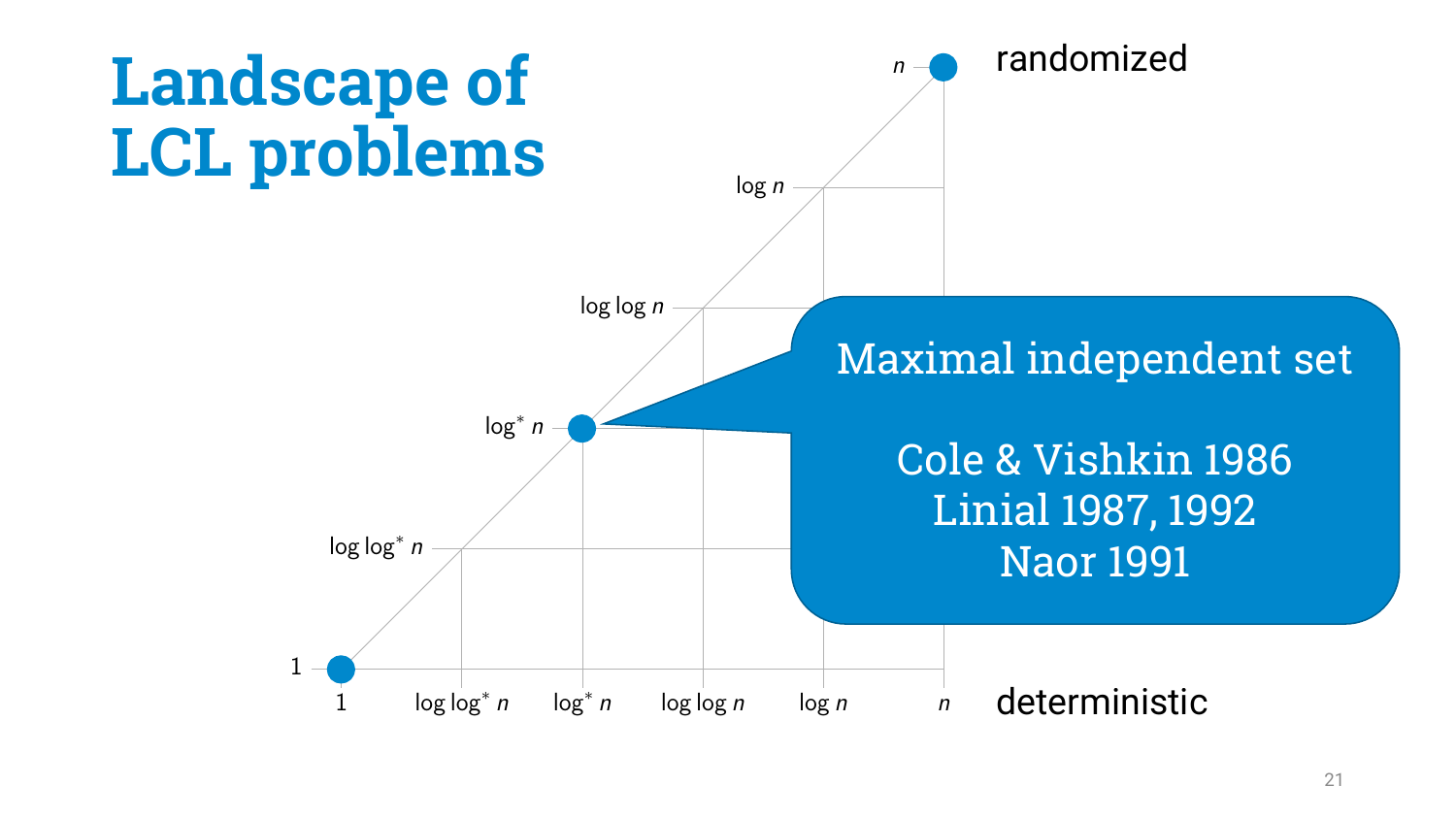# Landscape of LCL problems

randomized

deterministic

$n$

$\log n$

$\log \log n$

$\log^* n$

$\log \log^* n$

1

1 | $\log \log^* n$ | $\log^* n$ | $\log \log n$ | $\log n$ | $n$

Maximal independent set

Cole & Vishkin 1986
Linial 1987, 1992
Naor 1991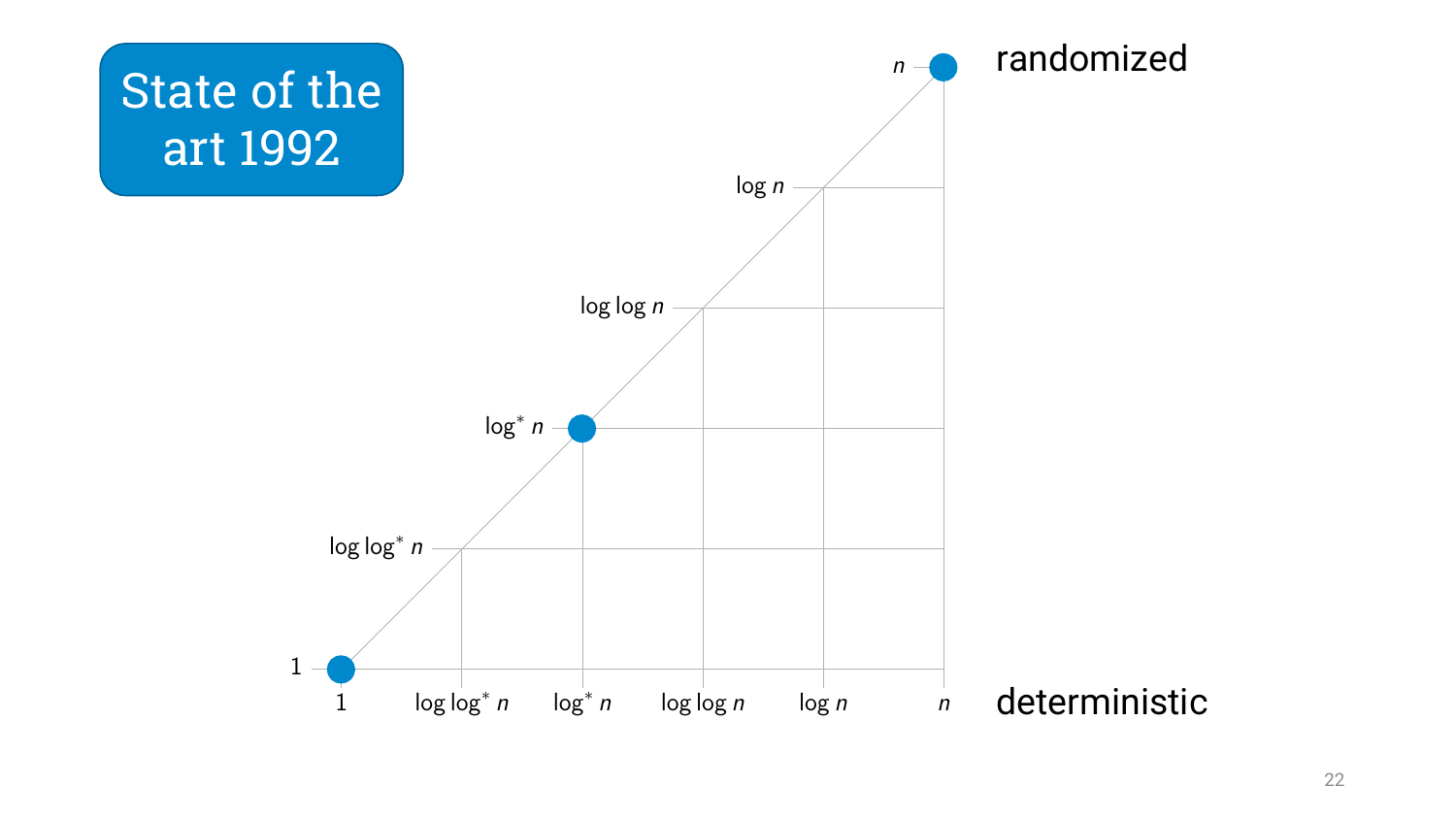# State of the art 1992

randomized

$n$

$\log n$

$\log \log n$

$\log^* n$

$\log \log^* n$

$1$

$1$ | $\log \log^* n$ | $\log^* n$ | $\log \log n$ | $\log n$ | $n$

deterministic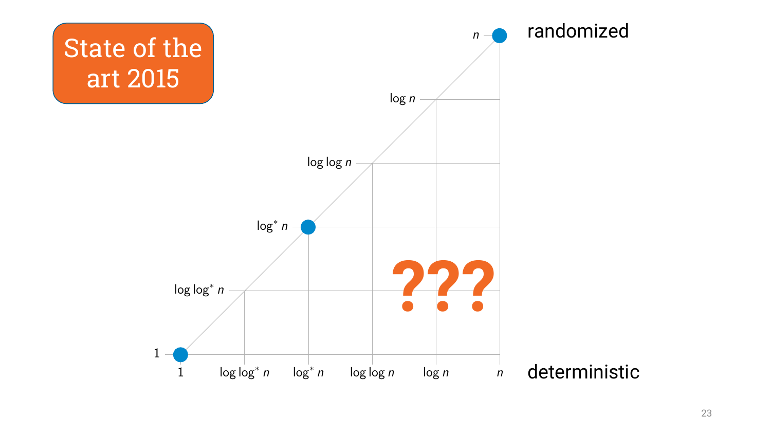# State of the art 2015

randomized

$n$

$\log n$

$\log \log n$

$\log^* n$

$\log \log^* n$

$1$

$1$ | $\log \log^* n$ | $\log^* n$ | $\log \log n$ | $\log n$ | $n$

deterministic

???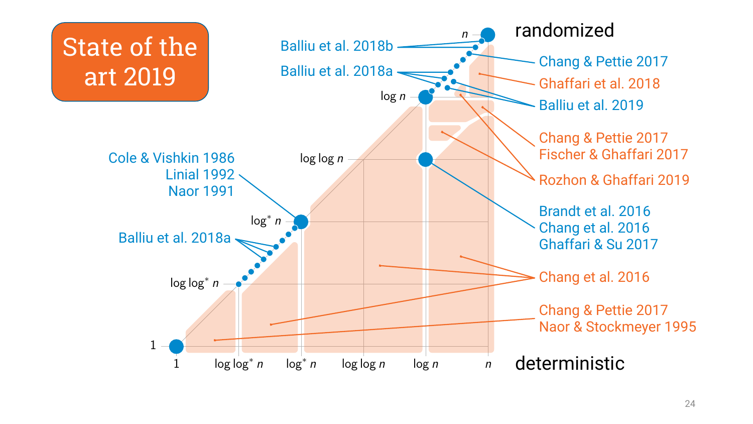# State of the art 2019

randomized

deterministic

$n$

$\log n$

$\log \log n$

$\log^* n$

$\log \log^* n$

1

1 | $\log \log^* n$ | $\log^* n$ | $\log \log n$ | $\log n$ | $n$

Balliu et al. 2018b

Balliu et al. 2018a

Chang & Pettie 2017

Ghaffari et al. 2018

Balliu et al. 2019

Chang & Pettie 2017
Fischer & Ghaffari 2017

Rozhon & Ghaffari 2019

Cole & Vishkin 1986
Linial 1992
Naor 1991

Balliu et al. 2018a

Brandt et al. 2016
Chang et al. 2016
Ghaffari & Su 2017

Chang et al. 2016

Chang & Pettie 2017
Naor & Stockmeyer 1995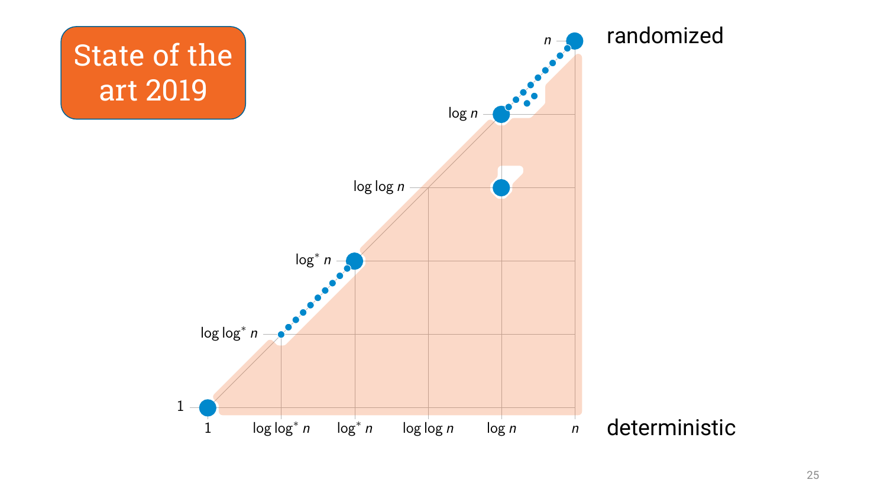# State of the art 2019

$n$

randomized

$\log n$

$\log \log n$

$\log^* n$

$\log \log^* n$

$1$

$1$ | $\log \log^* n$ | $\log^* n$ | $\log \log n$ | $\log n$ | $n$

deterministic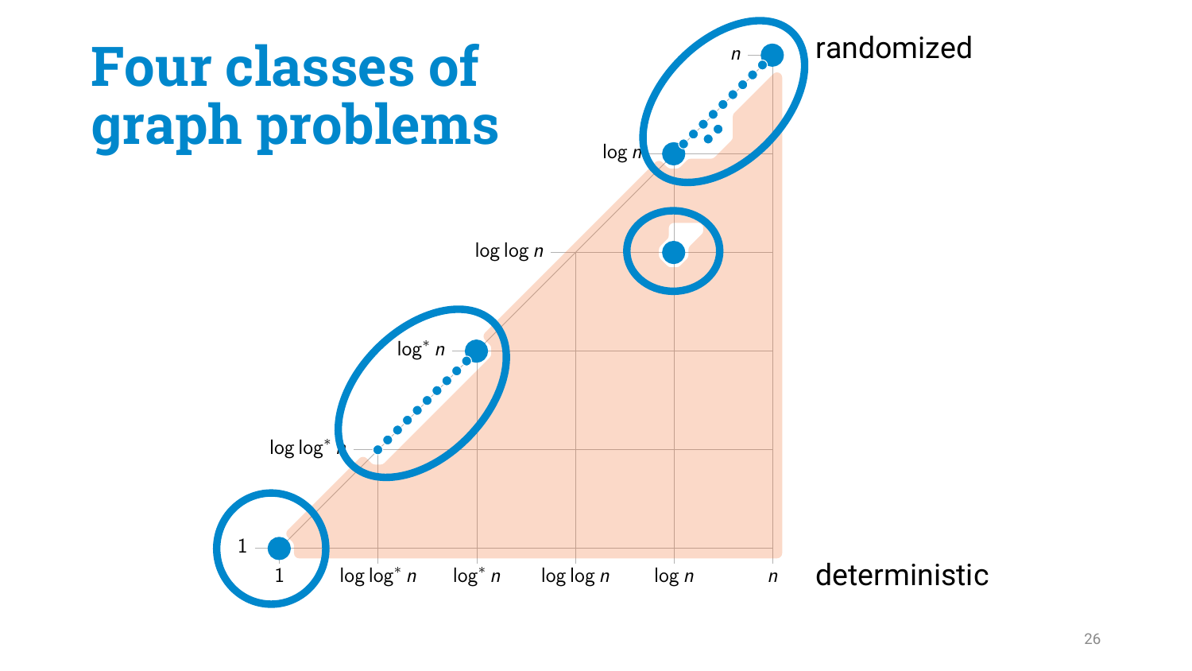# Four classes of graph problems

randomized

deterministic

$n$

$\log n$

$\log \log n$

$\log^* n$

$\log \log^* n$

1

1 | $\log \log^* n$ | $\log^* n$ | $\log \log n$ | $\log n$ | $n$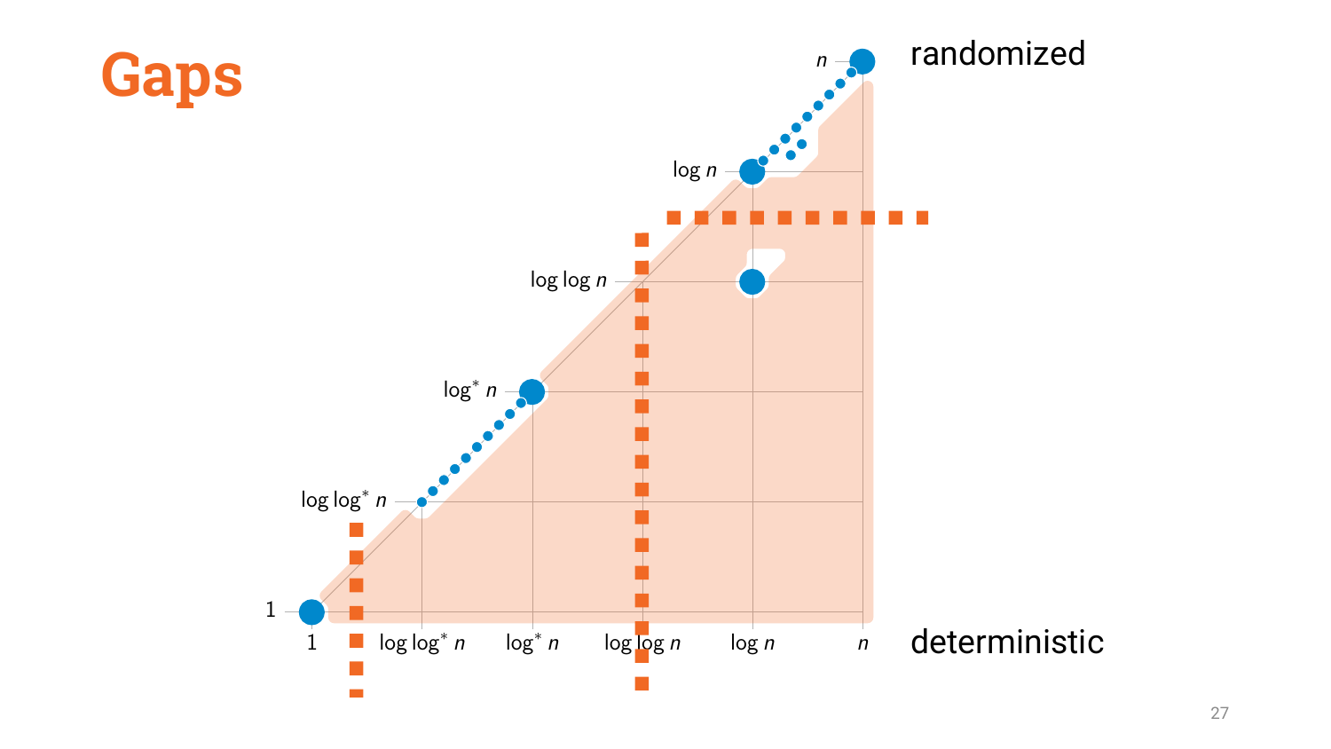# Gaps

randomized

$n$

$\log n$

$\log \log n$

$\log^* n$

$\log \log^* n$

$1$

$1$ &nbsp;&nbsp; $\log \log^* n$ &nbsp;&nbsp; $\log^* n$ &nbsp;&nbsp; $\log \log n$ &nbsp;&nbsp; $\log n$ &nbsp;&nbsp; $n$

deterministic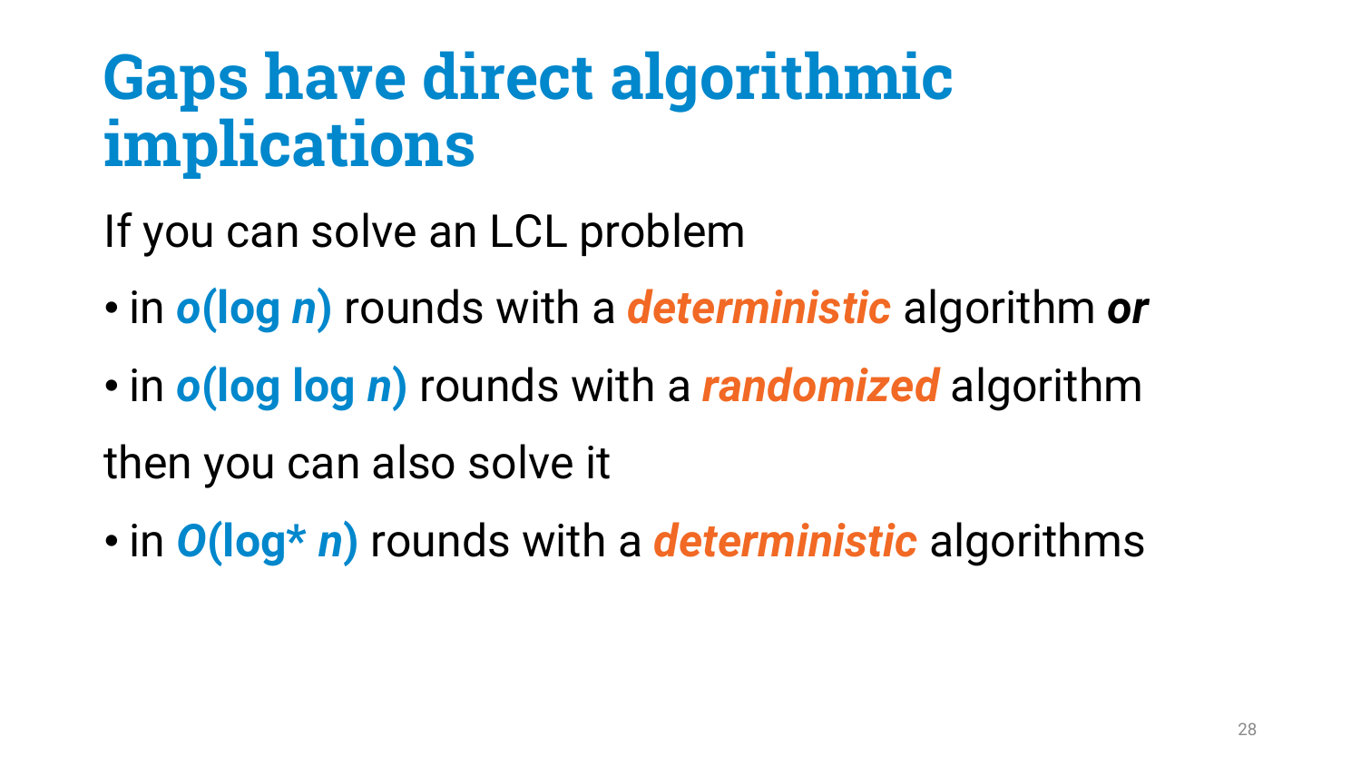# Gaps have direct algorithmic implications

If you can solve an LCL problem

- in $o(\log n)$ rounds with a ***deterministic*** algorithm ***or***
- in $o(\log \log n)$ rounds with a ***randomized*** algorithm

then you can also solve it

- in $O(\log^* n)$ rounds with a ***deterministic*** algorithms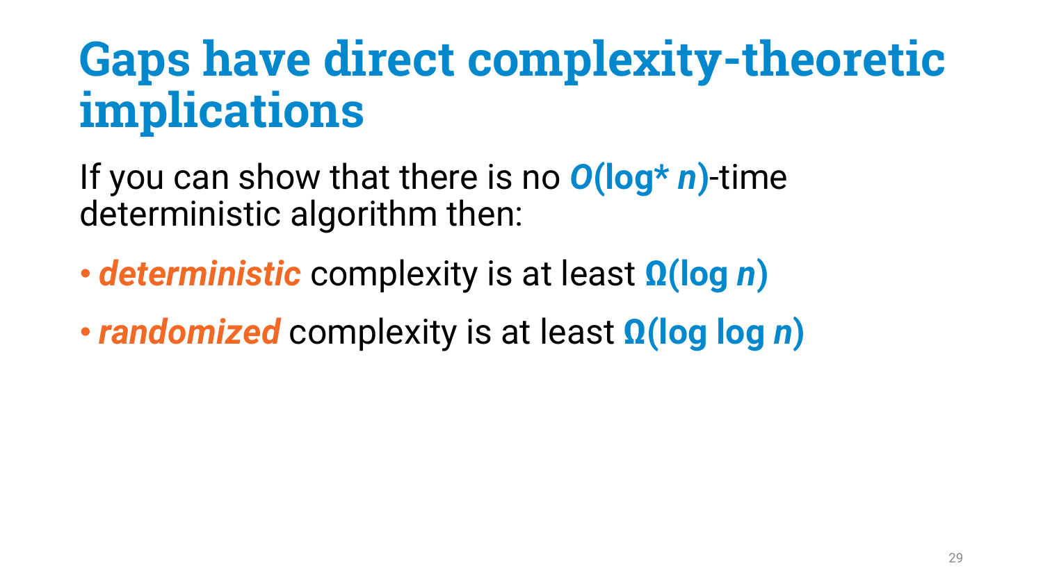# Gaps have direct complexity-theoretic implications

If you can show that there is no $O(\log^* n)$-time deterministic algorithm then:

- ***deterministic*** complexity is at least $\Omega(\log n)$
- ***randomized*** complexity is at least $\Omega(\log \log n)$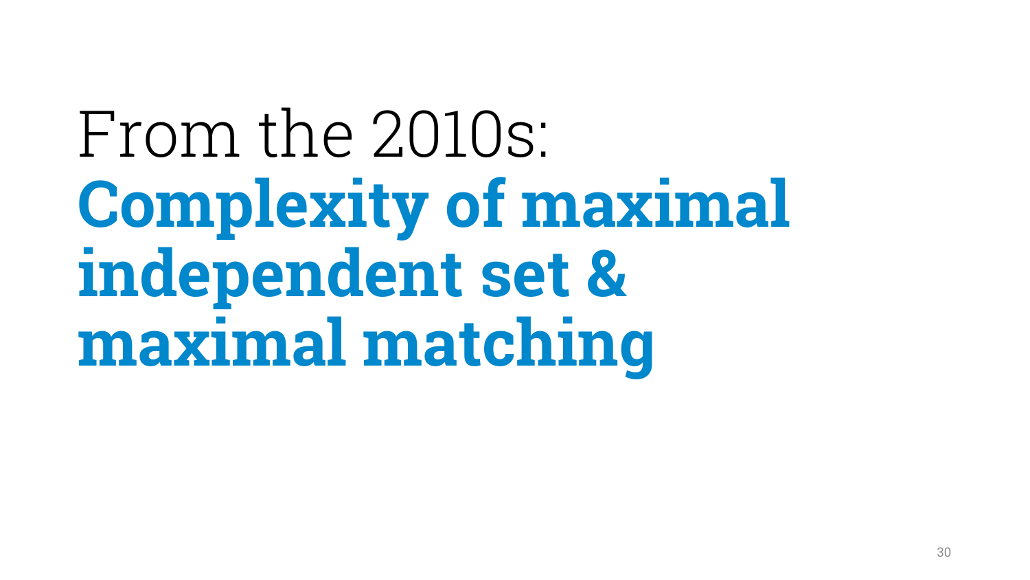# From the 2010s:
# **Complexity of maximal independent set & maximal matching**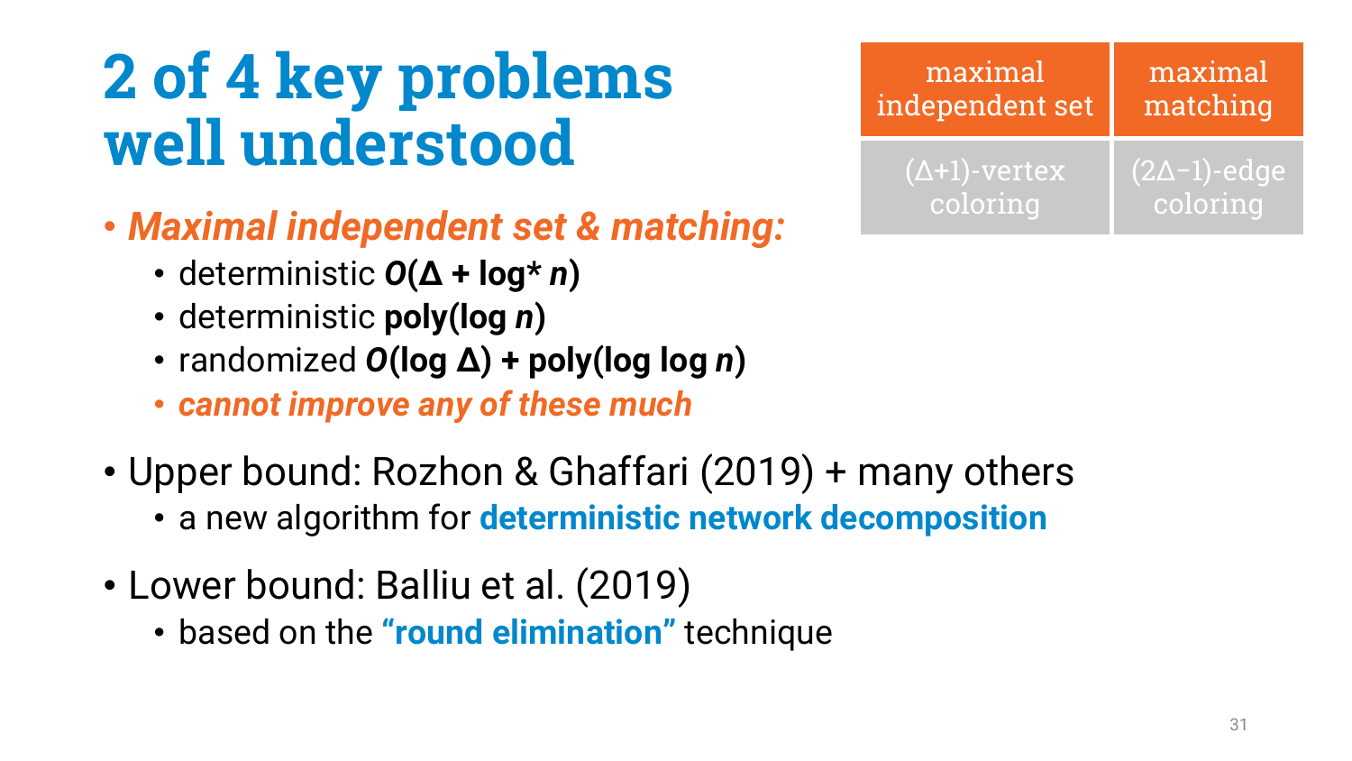# 2 of 4 key problems well understood

| maximal independent set | maximal matching |
|---|---|
| $(\Delta+1)$-vertex coloring | $(2\Delta-1)$-edge coloring |

- ***Maximal independent set & matching:***
  - deterministic $O(\Delta + \log^* n)$
  - deterministic **poly(log** $n$**)**
  - randomized $O(\log \Delta)$ **+ poly(log log** $n$**)**
  - ***cannot improve any of these much***
- Upper bound: Rozhon & Ghaffari (2019) + many others
  - a new algorithm for **deterministic network decomposition**
- Lower bound: Balliu et al. (2019)
  - based on the **“round elimination”** technique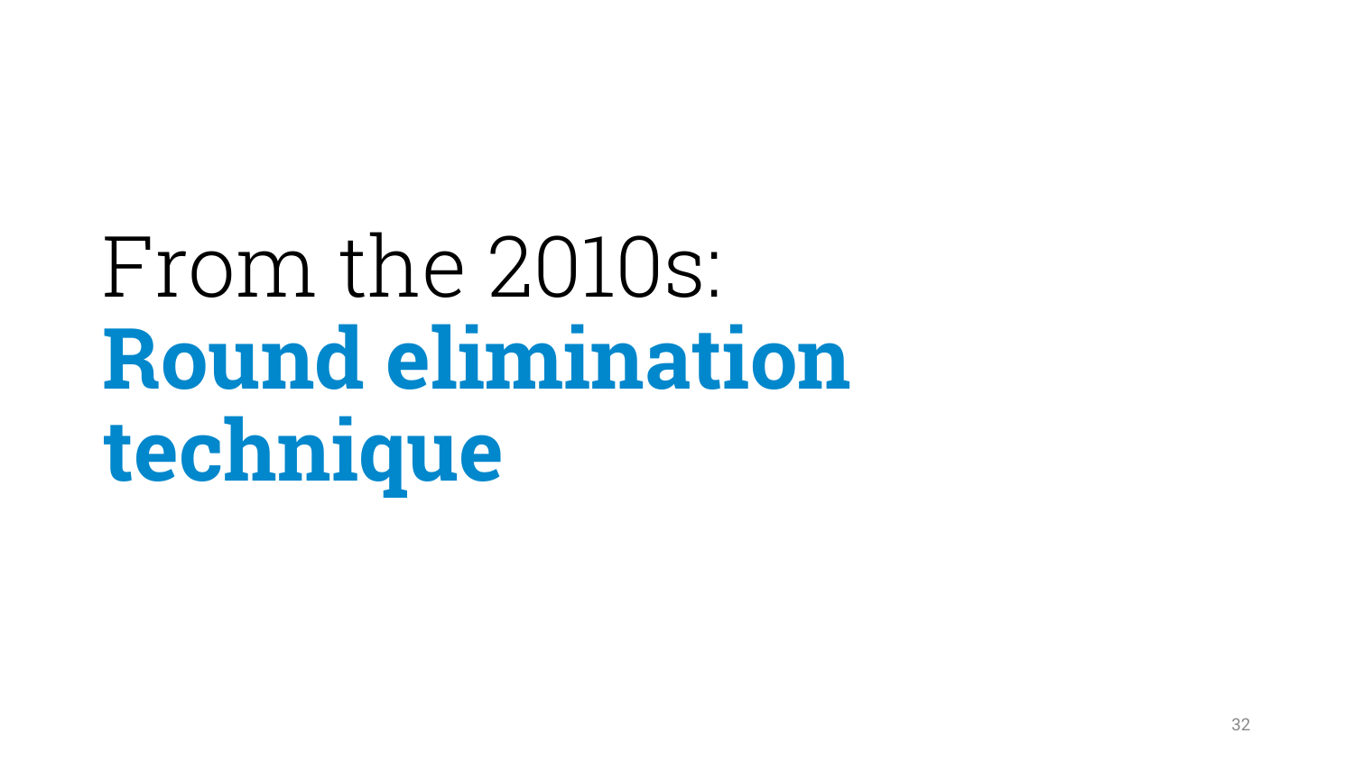# From the 2010s: **Round elimination technique**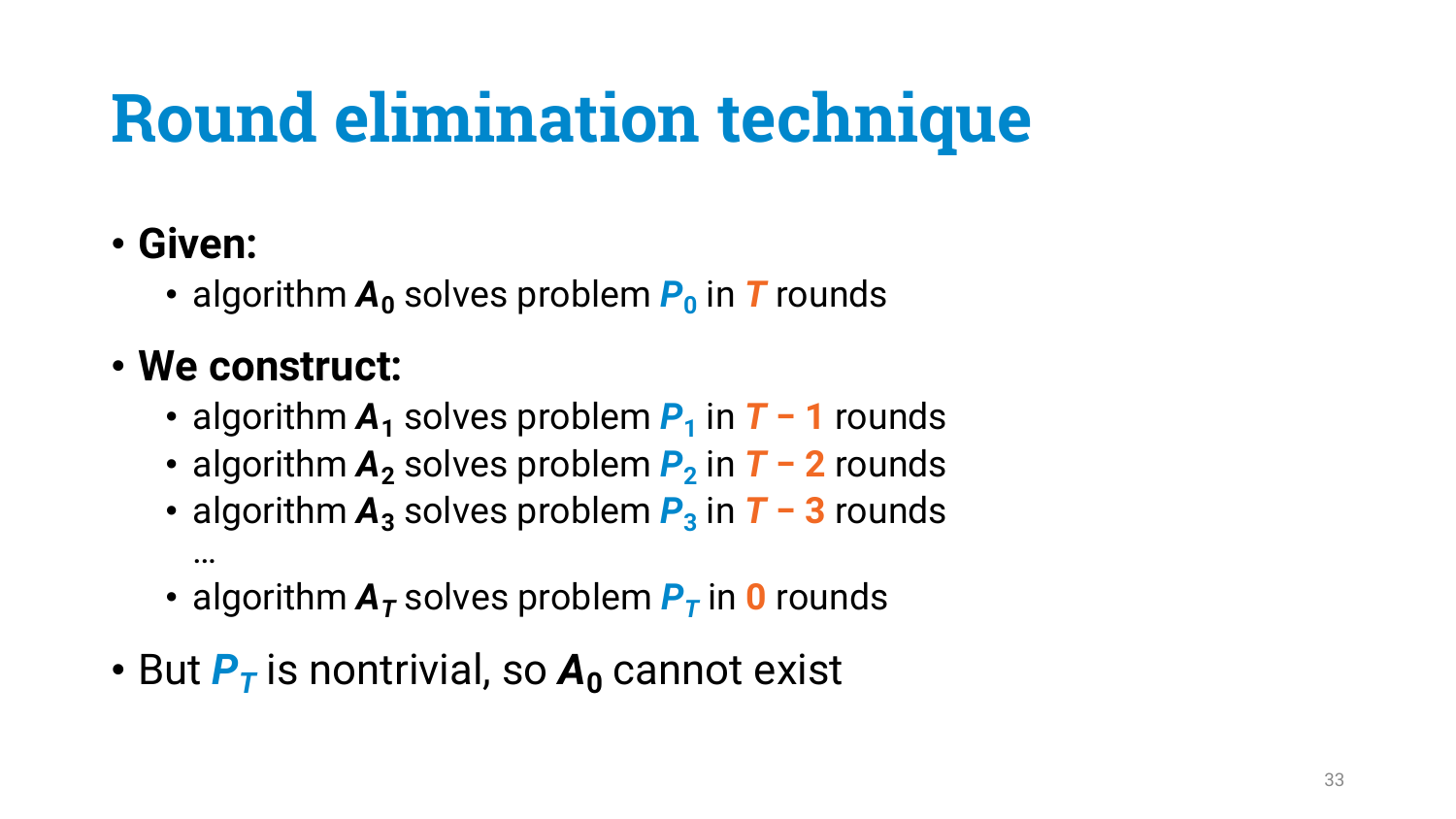# Round elimination technique

- **Given:**
  - algorithm $A_0$ solves problem $P_0$ in $T$ rounds
- **We construct:**
  - algorithm $A_1$ solves problem $P_1$ in $T - 1$ rounds
  - algorithm $A_2$ solves problem $P_2$ in $T - 2$ rounds
  - algorithm $A_3$ solves problem $P_3$ in $T - 3$ rounds

    …
  - algorithm $A_T$ solves problem $P_T$ in $0$ rounds
- But $P_T$ is nontrivial, so $A_0$ cannot exist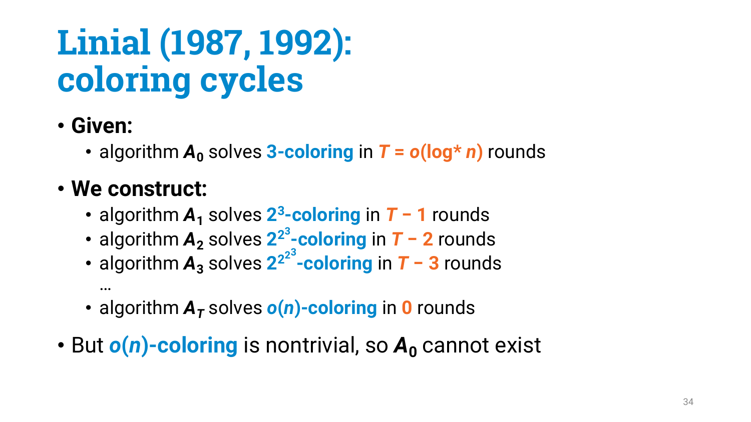# Linial (1987, 1992): coloring cycles

- **Given:**
  - algorithm $A_0$ solves **3-coloring** in $T = o(\log^* n)$ rounds
- **We construct:**
  - algorithm $A_1$ solves $2^3$**-coloring** in $T - 1$ rounds
  - algorithm $A_2$ solves $2^{2^3}$**-coloring** in $T - 2$ rounds
  - algorithm $A_3$ solves $2^{2^{2^3}}$**-coloring** in $T - 3$ rounds

    …
  - algorithm $A_T$ solves $o(n)$**-coloring** in **0** rounds
- But $o(n)$**-coloring** is nontrivial, so $A_0$ cannot exist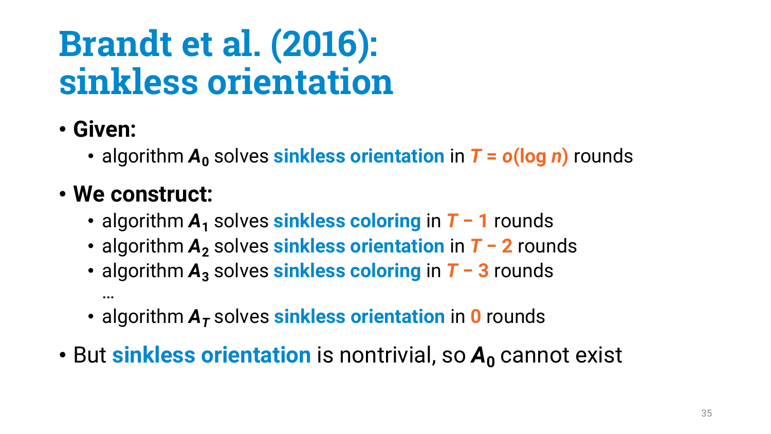# Brandt et al. (2016): sinkless orientation

- **Given:**
  - algorithm $A_0$ solves **sinkless orientation** in $T = o(\log n)$ rounds
- **We construct:**
  - algorithm $A_1$ solves **sinkless coloring** in $T - 1$ rounds
  - algorithm $A_2$ solves **sinkless orientation** in $T - 2$ rounds
  - algorithm $A_3$ solves **sinkless coloring** in $T - 3$ rounds

    …
  - algorithm $A_T$ solves **sinkless orientation** in **0** rounds
- But **sinkless orientation** is nontrivial, so $A_0$ cannot exist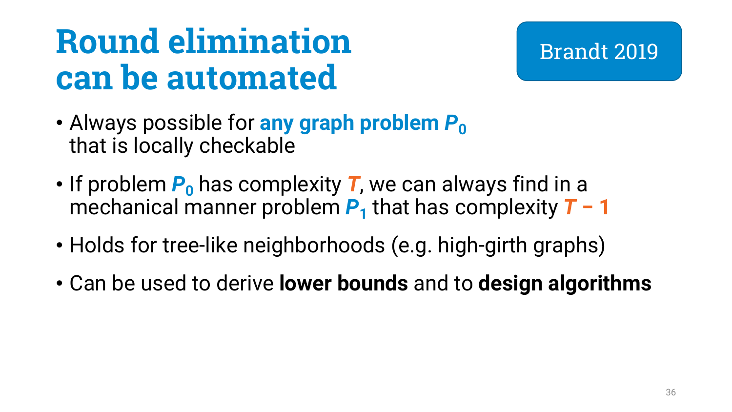# Round elimination can be automated

Brandt 2019

- Always possible for **any graph problem $P_0$** that is locally checkable
- If problem $P_0$ has complexity $T$, we can always find in a mechanical manner problem $P_1$ that has complexity $T - 1$
- Holds for tree-like neighborhoods (e.g. high-girth graphs)
- Can be used to derive **lower bounds** and to **design algorithms**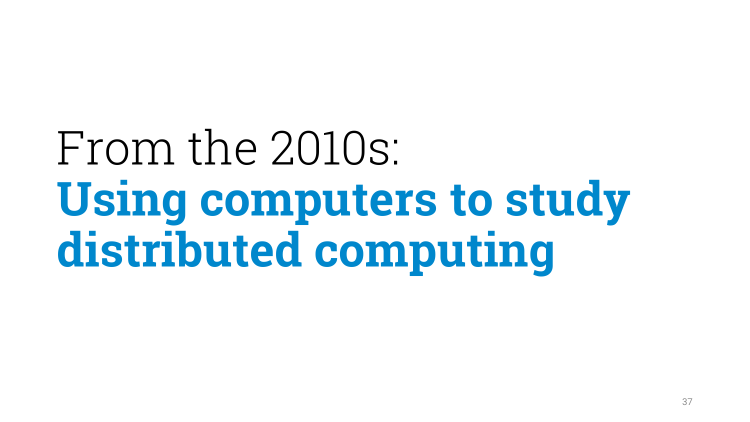# From the 2010s:
# **Using computers to study distributed computing**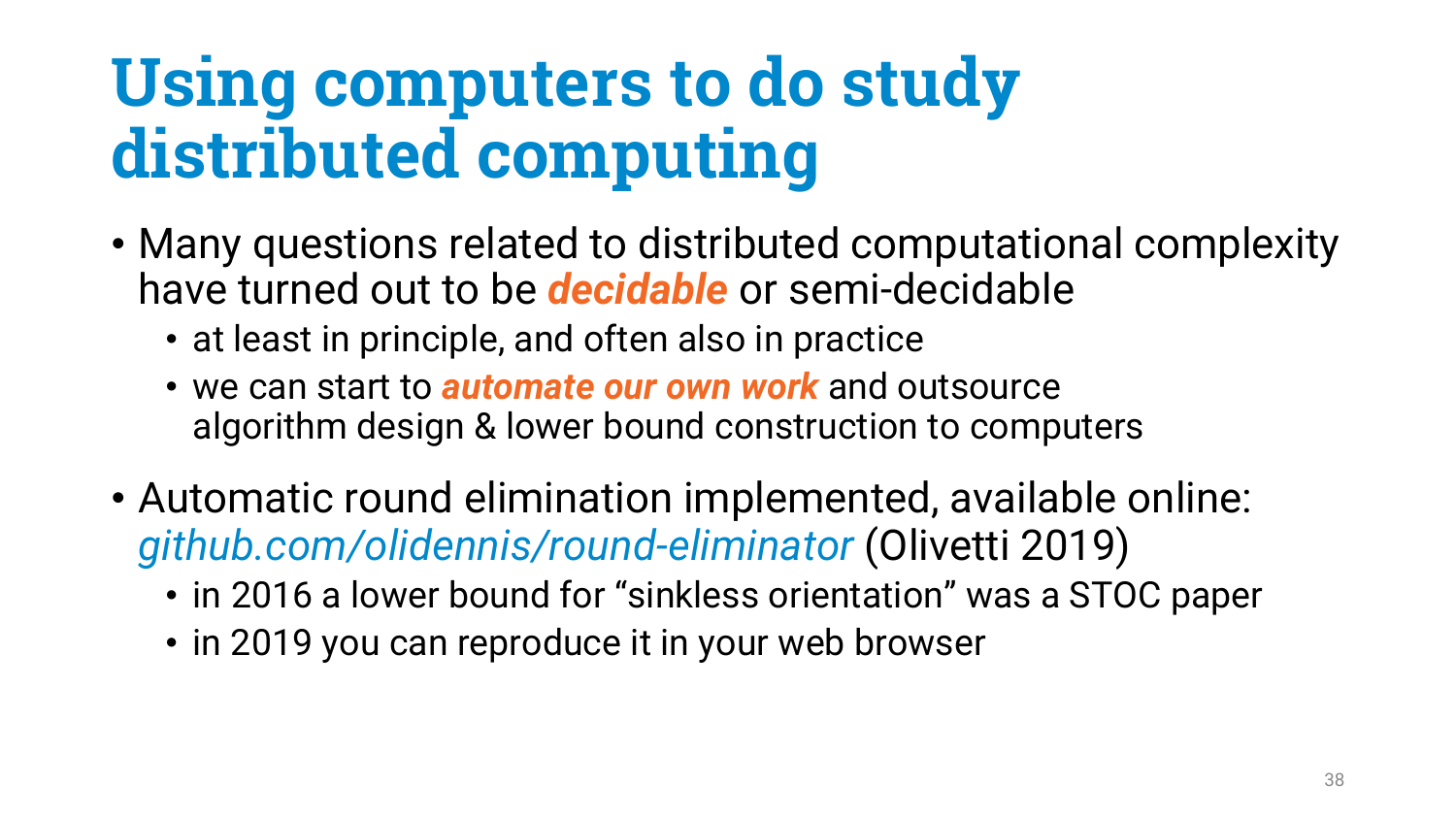# Using computers to do study distributed computing

- Many questions related to distributed computational complexity have turned out to be ***decidable*** or semi-decidable
  - at least in principle, and often also in practice
  - we can start to ***automate our own work*** and outsource algorithm design & lower bound construction to computers
- Automatic round elimination implemented, available online: *github.com/olidennis/round-eliminator* (Olivetti 2019)
  - in 2016 a lower bound for "sinkless orientation" was a STOC paper
  - in 2019 you can reproduce it in your web browser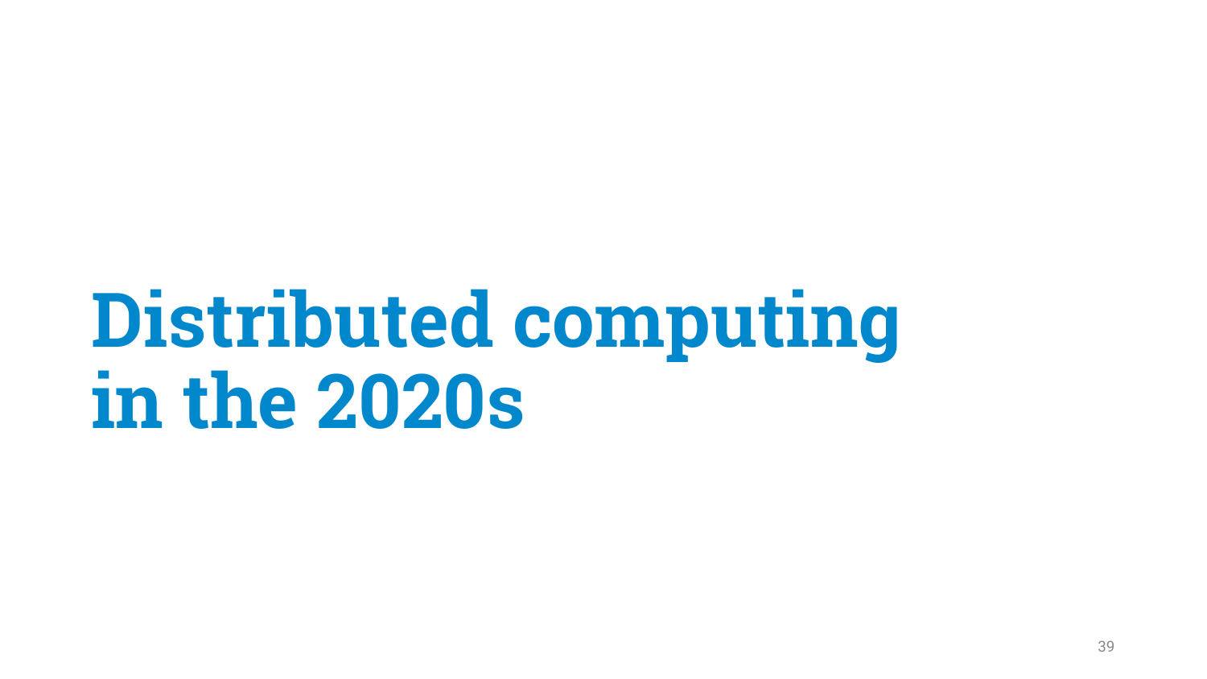# Distributed computing in the 2020s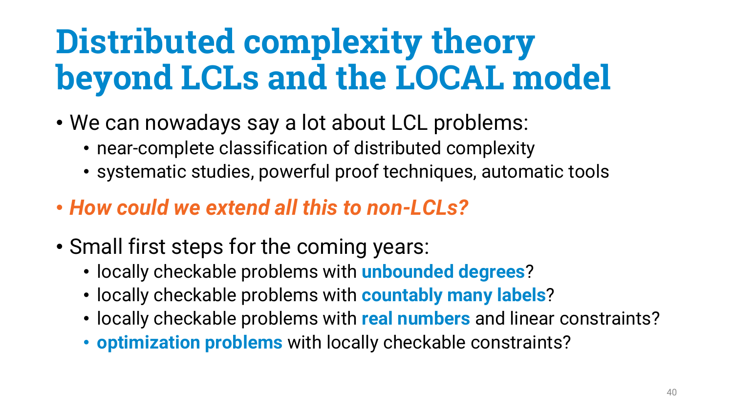# Distributed complexity theory beyond LCLs and the LOCAL model

- We can nowadays say a lot about LCL problems:
  - near-complete classification of distributed complexity
  - systematic studies, powerful proof techniques, automatic tools
- ***How could we extend all this to non-LCLs?***
- Small first steps for the coming years:
  - locally checkable problems with **unbounded degrees**?
  - locally checkable problems with **countably many labels**?
  - locally checkable problems with **real numbers** and linear constraints?
  - **optimization problems** with locally checkable constraints?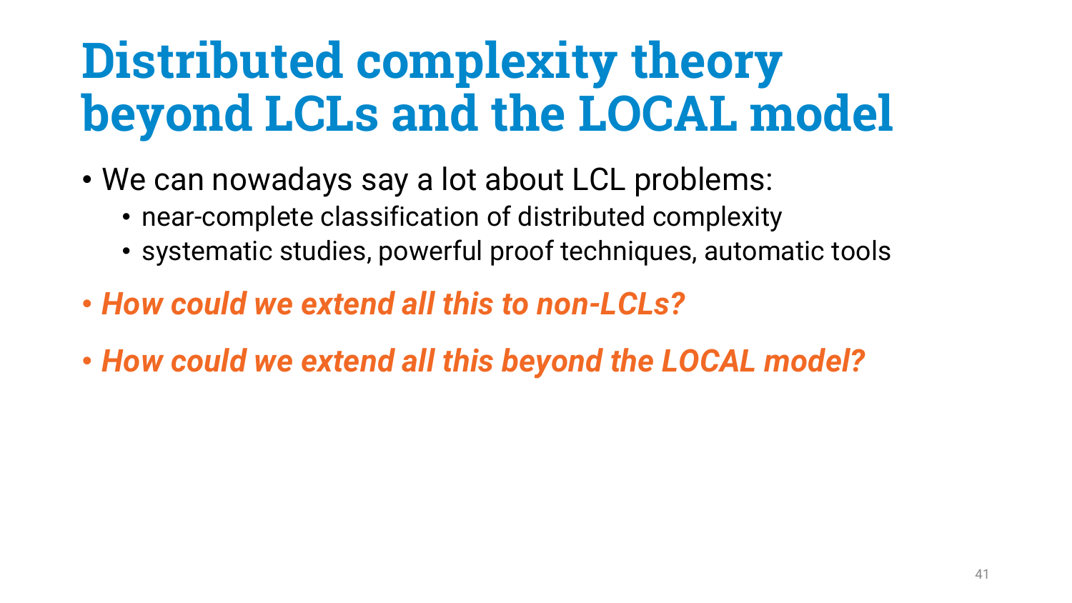# Distributed complexity theory beyond LCLs and the LOCAL model

- We can nowadays say a lot about LCL problems:
  - near-complete classification of distributed complexity
  - systematic studies, powerful proof techniques, automatic tools
- ***How could we extend all this to non-LCLs?***
- ***How could we extend all this beyond the LOCAL model?***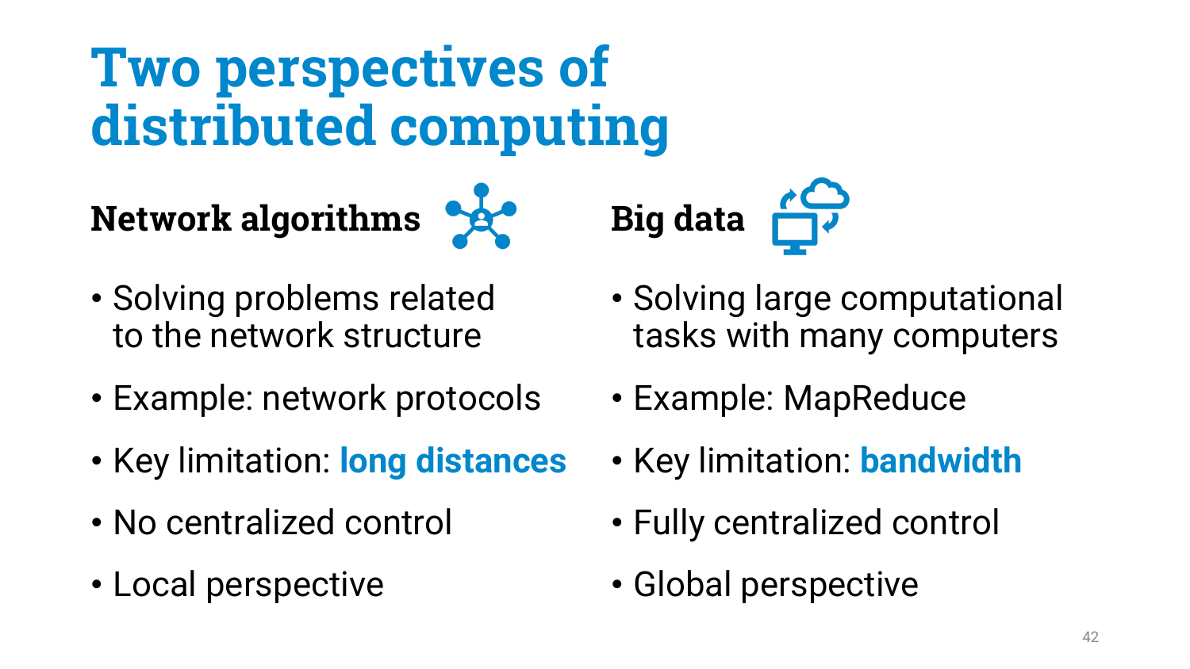# Two perspectives of distributed computing

## Network algorithms

- Solving problems related to the network structure
- Example: network protocols
- Key limitation: **long distances**
- No centralized control
- Local perspective

## Big data

- Solving large computational tasks with many computers
- Example: MapReduce
- Key limitation: **bandwidth**
- Fully centralized control
- Global perspective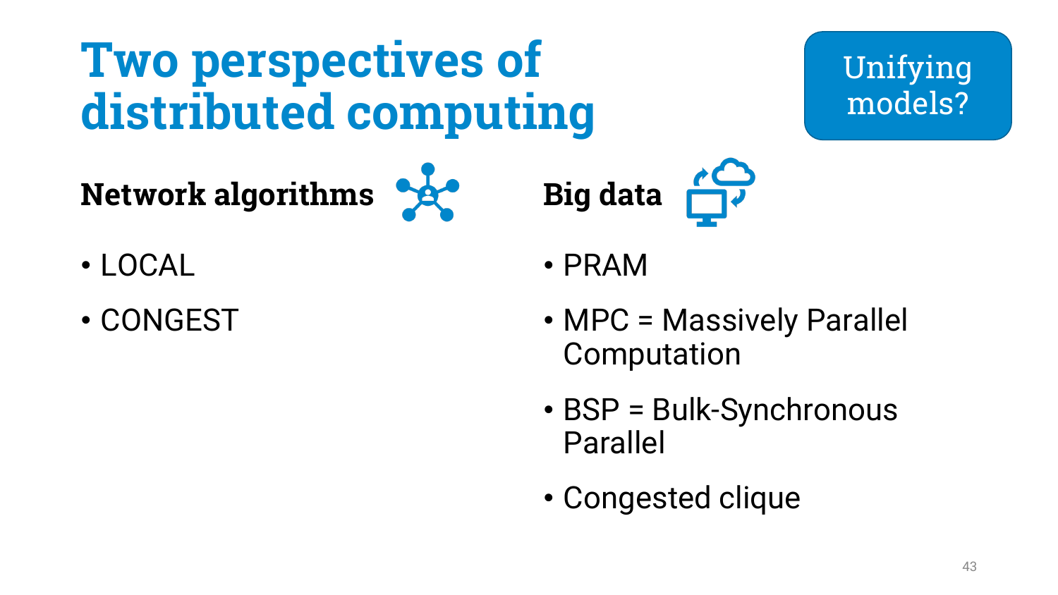# Two perspectives of distributed computing

Unifying models?

## Network algorithms

- LOCAL
- CONGEST

## Big data

- PRAM
- MPC = Massively Parallel Computation
- BSP = Bulk-Synchronous Parallel
- Congested clique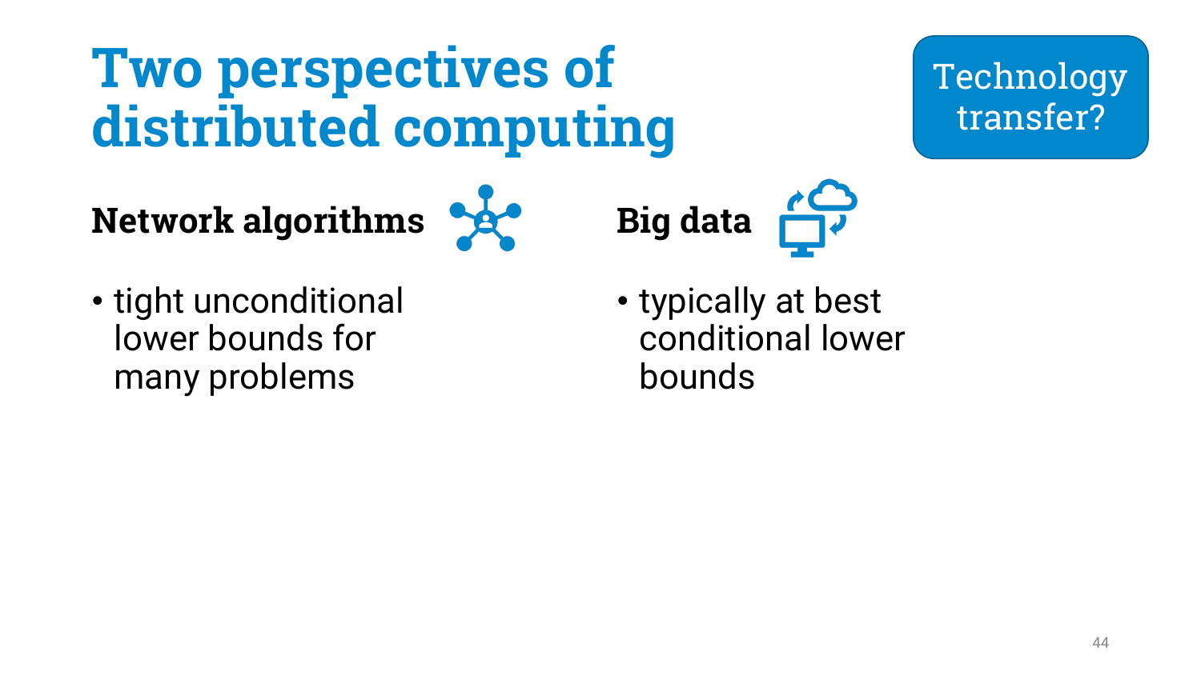# Two perspectives of distributed computing

Technology transfer?

## Network algorithms

- tight unconditional lower bounds for many problems

## Big data

- typically at best conditional lower bounds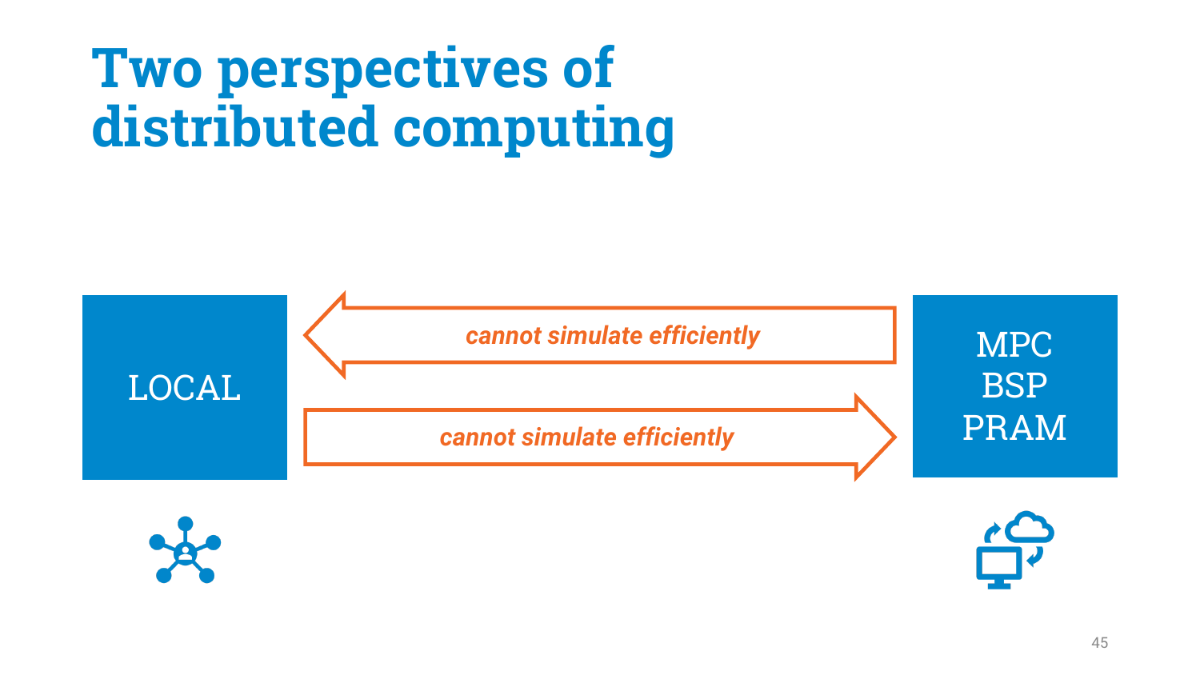# Two perspectives of distributed computing

LOCAL

*cannot simulate efficiently*

*cannot simulate efficiently*

MPC
BSP
PRAM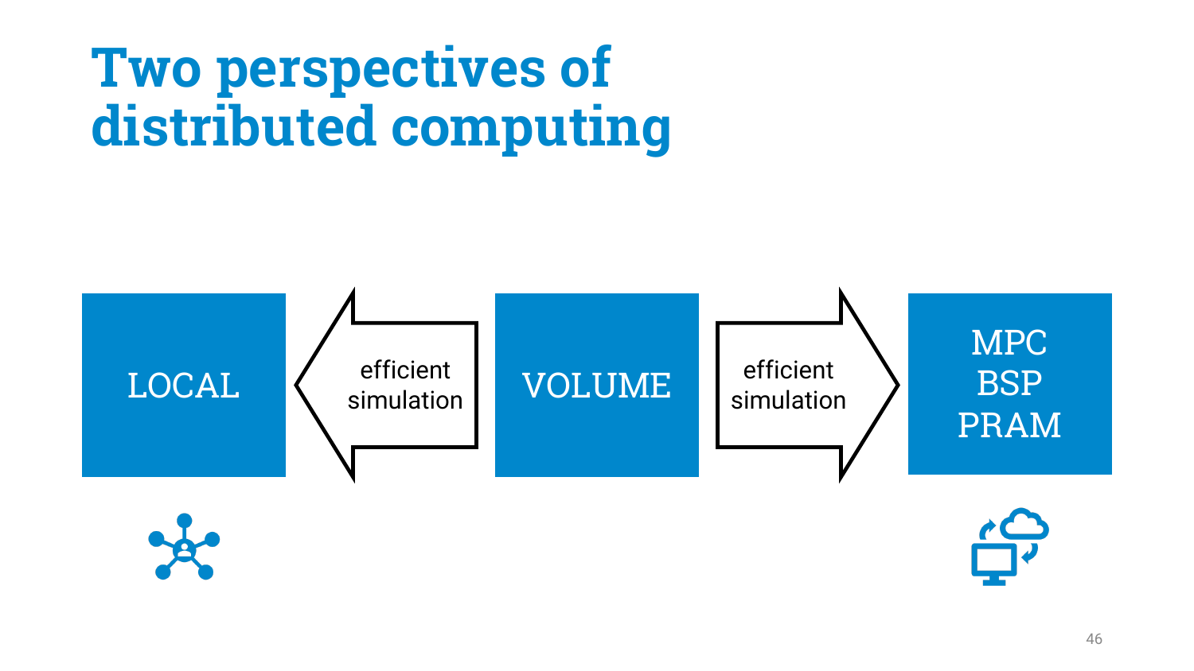# Two perspectives of distributed computing

LOCAL ← efficient simulation ← VOLUME → efficient simulation → MPC BSP PRAM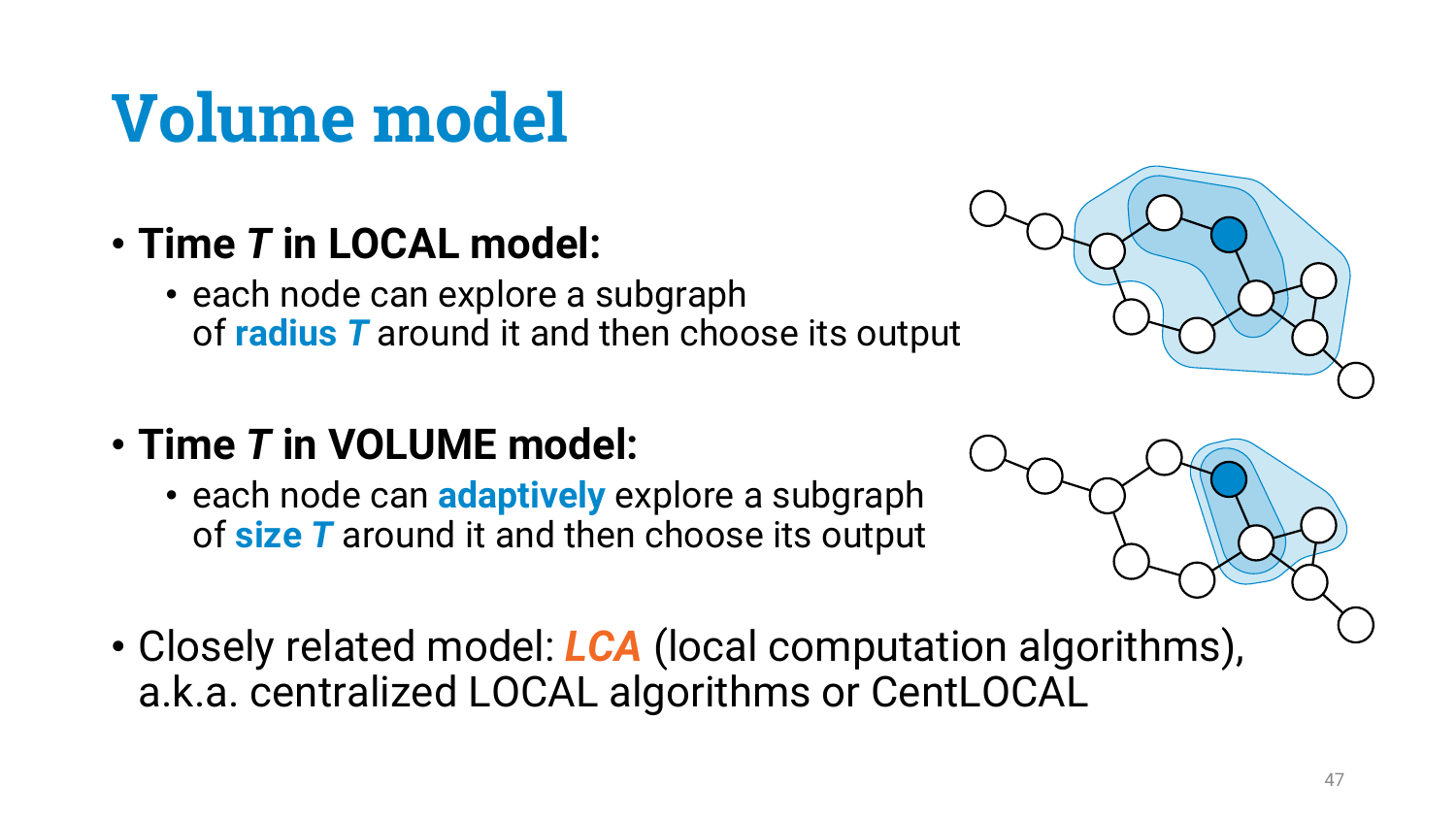# Volume model

- **Time *T* in LOCAL model:**
  - each node can explore a subgraph of **radius *T*** around it and then choose its output
- **Time *T* in VOLUME model:**
  - each node can **adaptively** explore a subgraph of **size *T*** around it and then choose its output
- Closely related model: ***LCA*** (local computation algorithms), a.k.a. centralized LOCAL algorithms or CentLOCAL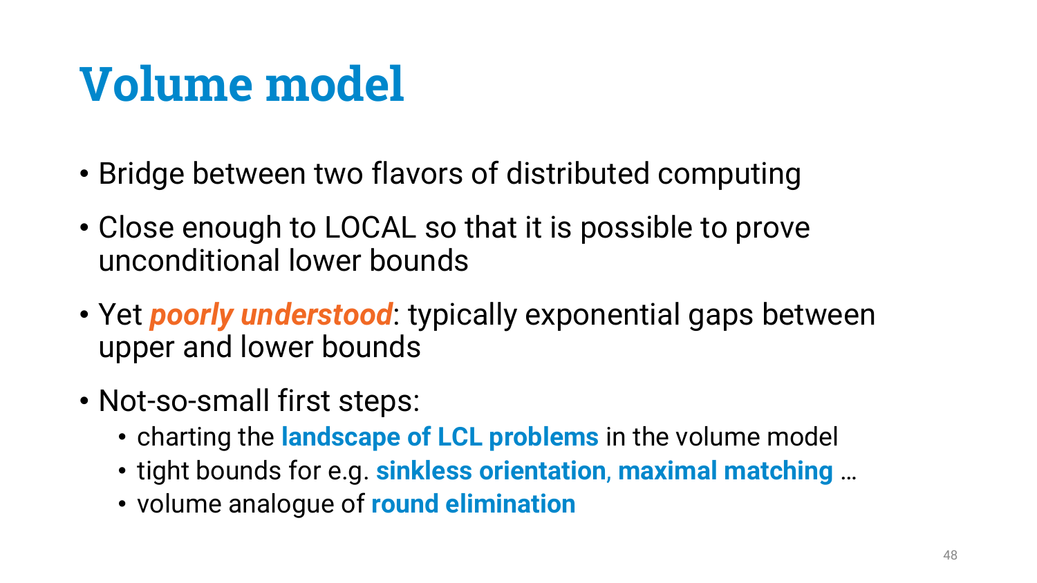# Volume model

- Bridge between two flavors of distributed computing
- Close enough to LOCAL so that it is possible to prove unconditional lower bounds
- Yet ***poorly understood***: typically exponential gaps between upper and lower bounds
- Not-so-small first steps:
  - charting the **landscape of LCL problems** in the volume model
  - tight bounds for e.g. **sinkless orientation**, **maximal matching** …
  - volume analogue of **round elimination**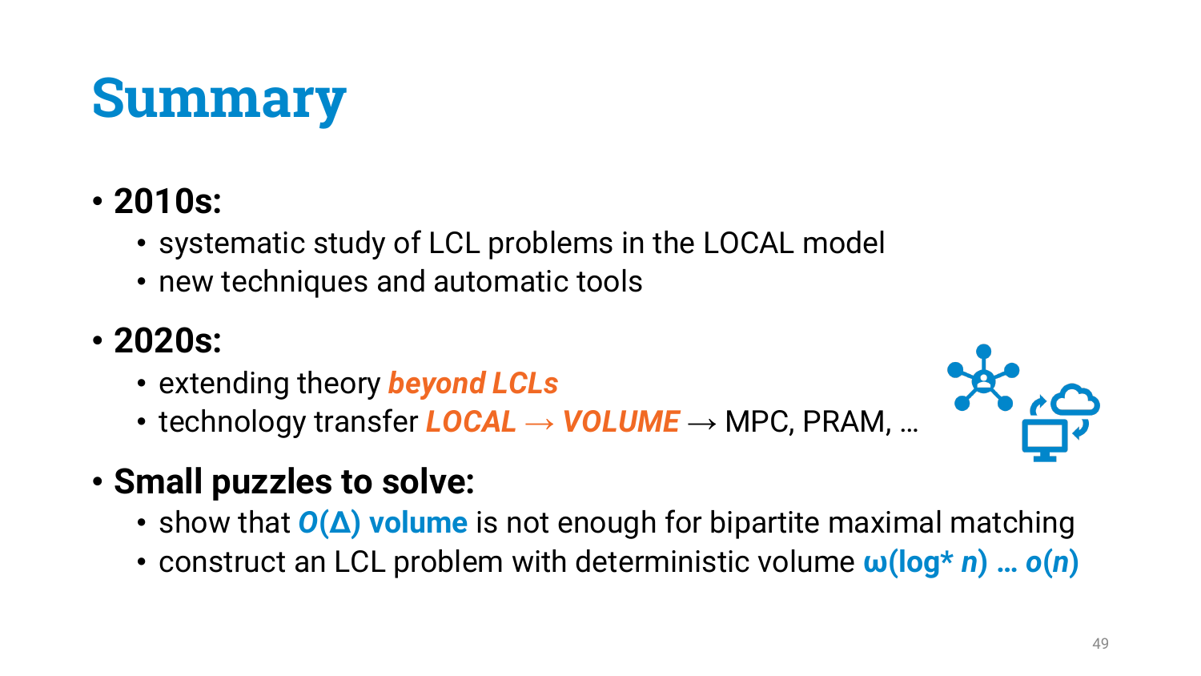# Summary

- **2010s:**
  - systematic study of LCL problems in the LOCAL model
  - new techniques and automatic tools
- **2020s:**
  - extending theory ***beyond LCLs***
  - technology transfer ***LOCAL*** → ***VOLUME*** → MPC, PRAM, …
- **Small puzzles to solve:**
  - show that **$O(\Delta)$ volume** is not enough for bipartite maximal matching
  - construct an LCL problem with deterministic volume **$\omega(\log^* n)$ … $o(n)$**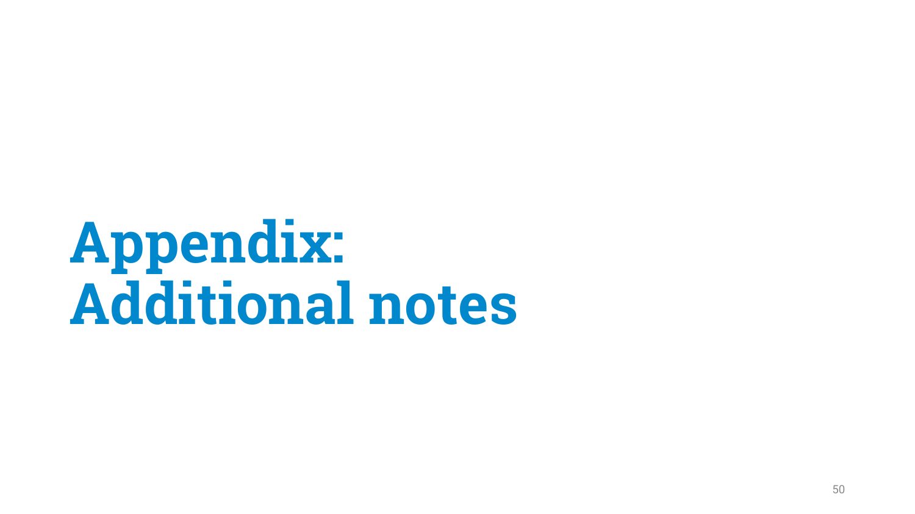# Appendix: Additional notes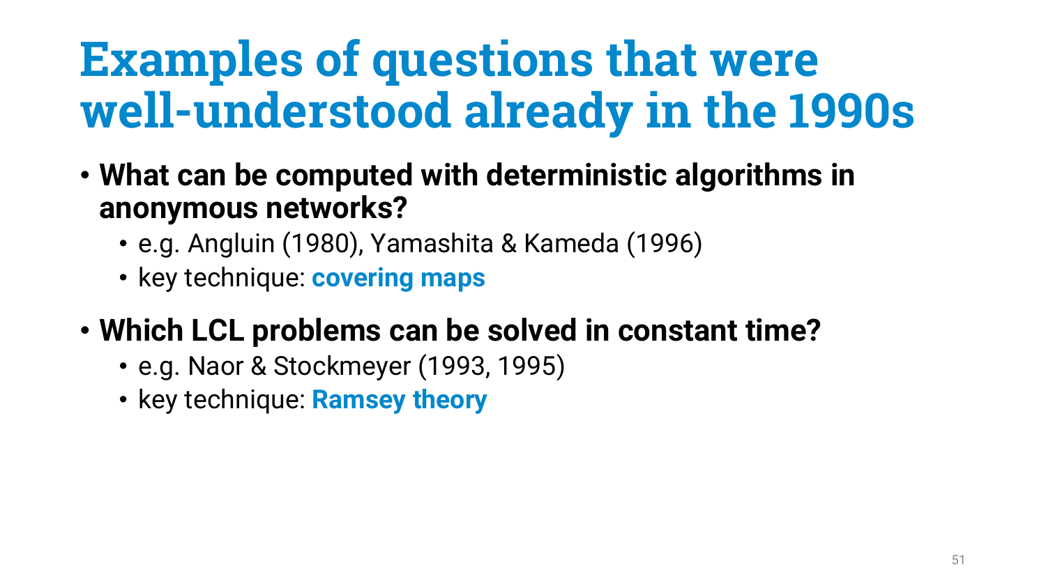# Examples of questions that were well-understood already in the 1990s

- **What can be computed with deterministic algorithms in anonymous networks?**
  - e.g. Angluin (1980), Yamashita & Kameda (1996)
  - key technique: **covering maps**
- **Which LCL problems can be solved in constant time?**
  - e.g. Naor & Stockmeyer (1993, 1995)
  - key technique: **Ramsey theory**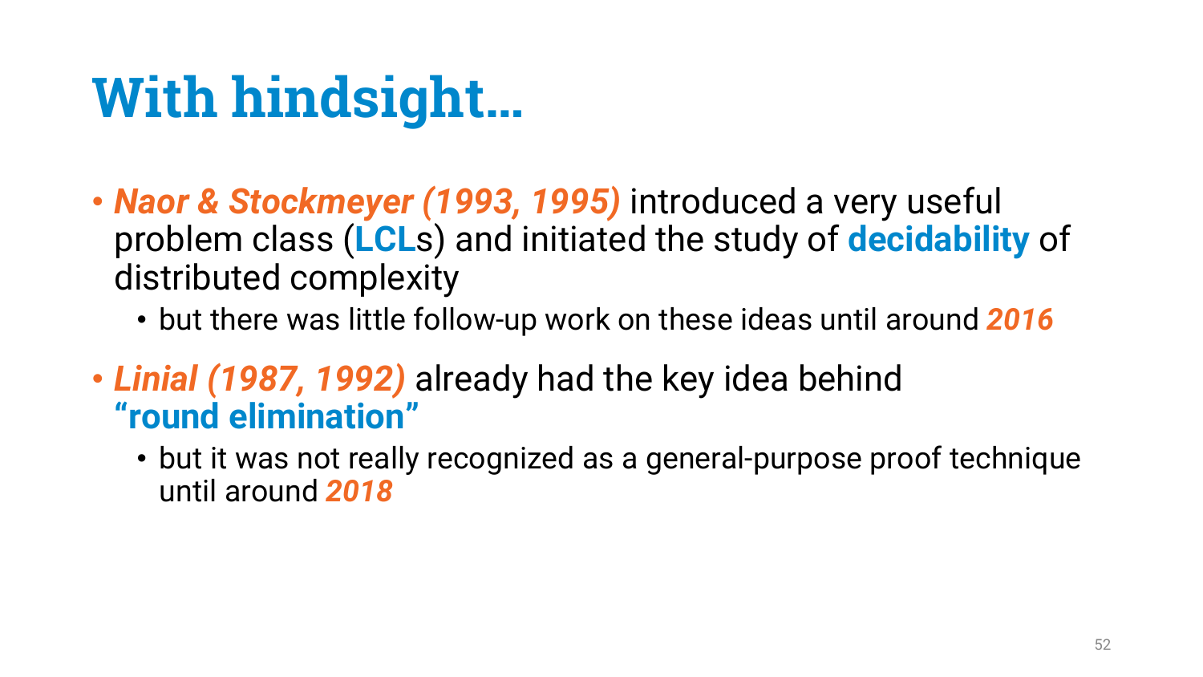# With hindsight…

- ***Naor & Stockmeyer (1993, 1995)*** introduced a very useful problem class (**LCL**s) and initiated the study of **decidability** of distributed complexity
  - but there was little follow-up work on these ideas until around ***2016***
- ***Linial (1987, 1992)*** already had the key idea behind **"round elimination"**
  - but it was not really recognized as a general-purpose proof technique until around ***2018***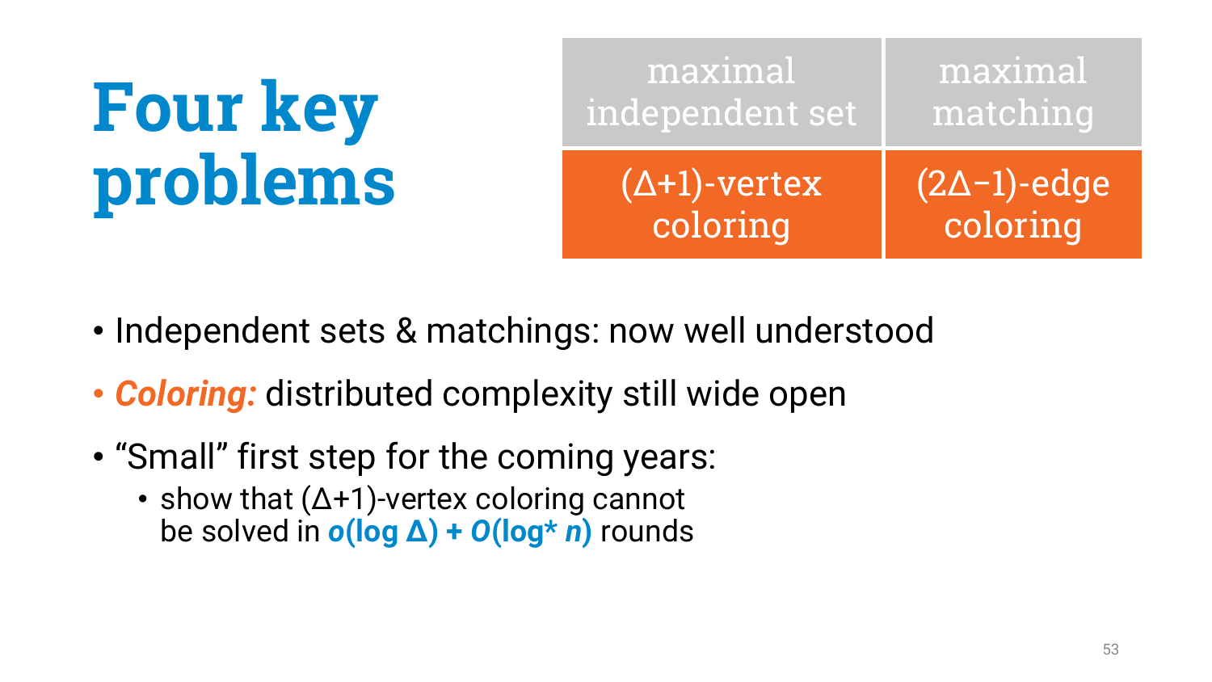# Four key problems

| | |
|---|---|
| maximal independent set | maximal matching |
| $(\Delta+1)$-vertex coloring | $(2\Delta-1)$-edge coloring |

- Independent sets & matchings: now well understood
- ***Coloring:*** distributed complexity still wide open
- "Small" first step for the coming years:
  - show that $(\Delta+1)$-vertex coloring cannot be solved in $\boldsymbol{o(\log \Delta) + O(\log^* n)}$ rounds